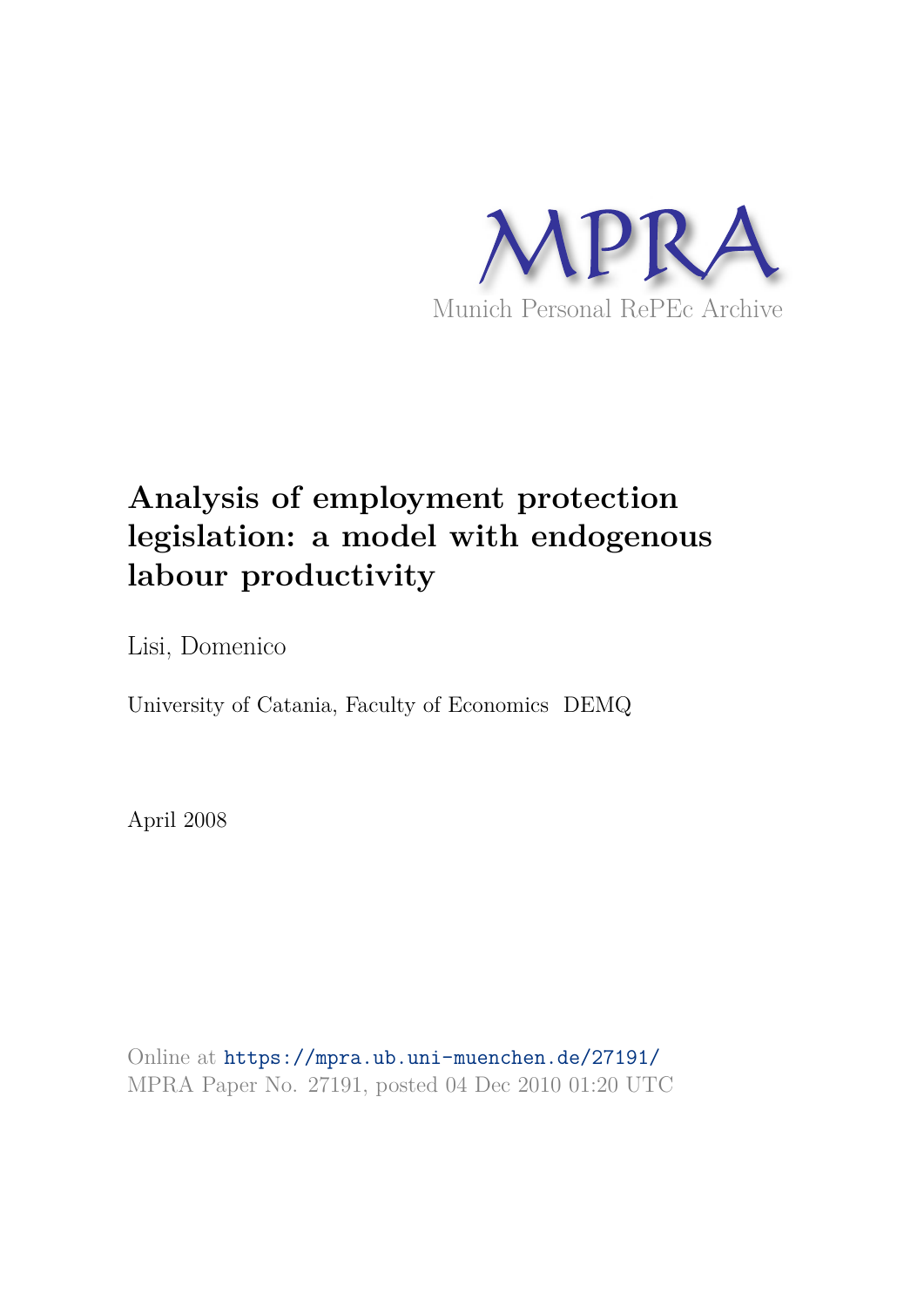MPRA

Munich Personal RePEc Archive

# Analysis of employment protection legislation: a model with endogenous labour productivity

Lisi, Domenico

University of Catania, Faculty of Economics DEMQ

April 2008

Online at https://mpra.ub.uni-muenchen.de/27191/
MPRA Paper No. 27191, posted 04 Dec 2010 01:20 UTC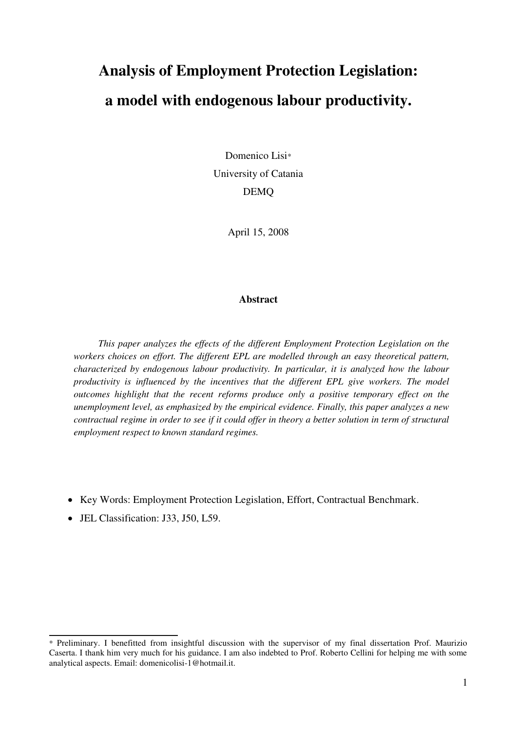# Analysis of Employment Protection Legislation: a model with endogenous labour productivity.

Domenico Lisi*

University of Catania

DEMQ

April 15, 2008

**Abstract**

*This paper analyzes the effects of the different Employment Protection Legislation on the workers choices on effort. The different EPL are modelled through an easy theoretical pattern, characterized by endogenous labour productivity. In particular, it is analyzed how the labour productivity is influenced by the incentives that the different EPL give workers. The model outcomes highlight that the recent reforms produce only a positive temporary effect on the unemployment level, as emphasized by the empirical evidence. Finally, this paper analyzes a new contractual regime in order to see if it could offer in theory a better solution in term of structural employment respect to known standard regimes.*

- Key Words: Employment Protection Legislation, Effort, Contractual Benchmark.
- JEL Classification: J33, J50, L59.

* Preliminary. I benefitted from insightful discussion with the supervisor of my final dissertation Prof. Maurizio Caserta. I thank him very much for his guidance. I am also indebted to Prof. Roberto Cellini for helping me with some analytical aspects. Email: domenicolisi-1@hotmail.it.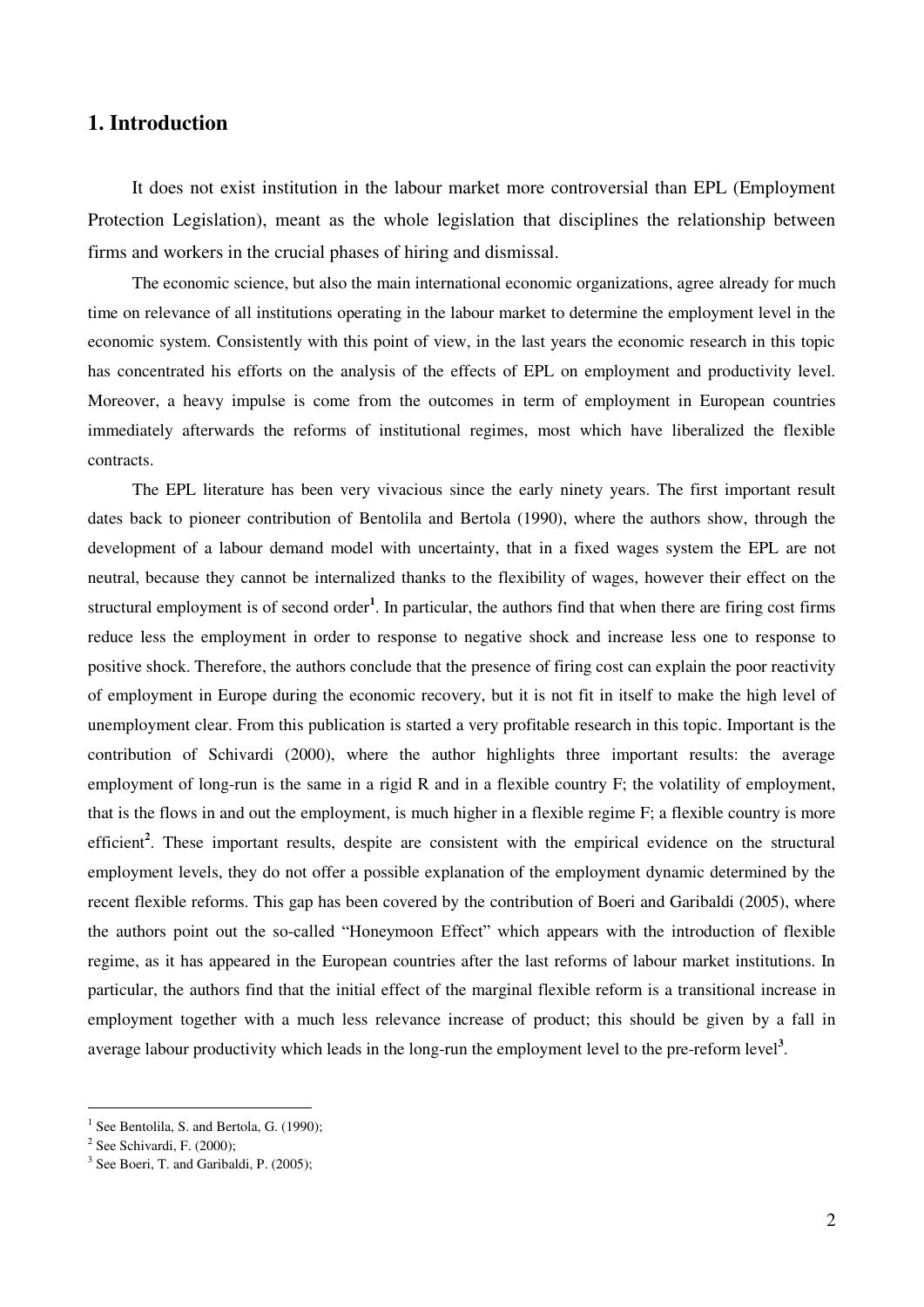# 1. Introduction

It does not exist institution in the labour market more controversial than EPL (Employment Protection Legislation), meant as the whole legislation that disciplines the relationship between firms and workers in the crucial phases of hiring and dismissal.

The economic science, but also the main international economic organizations, agree already for much time on relevance of all institutions operating in the labour market to determine the employment level in the economic system. Consistently with this point of view, in the last years the economic research in this topic has concentrated his efforts on the analysis of the effects of EPL on employment and productivity level. Moreover, a heavy impulse is come from the outcomes in term of employment in European countries immediately afterwards the reforms of institutional regimes, most which have liberalized the flexible contracts.

The EPL literature has been very vivacious since the early ninety years. The first important result dates back to pioneer contribution of Bentolila and Bertola (1990), where the authors show, through the development of a labour demand model with uncertainty, that in a fixed wages system the EPL are not neutral, because they cannot be internalized thanks to the flexibility of wages, however their effect on the structural employment is of second order[1]. In particular, the authors find that when there are firing cost firms reduce less the employment in order to response to negative shock and increase less one to response to positive shock. Therefore, the authors conclude that the presence of firing cost can explain the poor reactivity of employment in Europe during the economic recovery, but it is not fit in itself to make the high level of unemployment clear. From this publication is started a very profitable research in this topic. Important is the contribution of Schivardi (2000), where the author highlights three important results: the average employment of long-run is the same in a rigid R and in a flexible country F; the volatility of employment, that is the flows in and out the employment, is much higher in a flexible regime F; a flexible country is more efficient[2]. These important results, despite are consistent with the empirical evidence on the structural employment levels, they do not offer a possible explanation of the employment dynamic determined by the recent flexible reforms. This gap has been covered by the contribution of Boeri and Garibaldi (2005), where the authors point out the so-called "Honeymoon Effect" which appears with the introduction of flexible regime, as it has appeared in the European countries after the last reforms of labour market institutions. In particular, the authors find that the initial effect of the marginal flexible reform is a transitional increase in employment together with a much less relevance increase of product; this should be given by a fall in average labour productivity which leads in the long-run the employment level to the pre-reform level[3].

---

[1] See Bentolila, S. and Bertola, G. (1990);

[2] See Schivardi, F. (2000);

[3] See Boeri, T. and Garibaldi, P. (2005);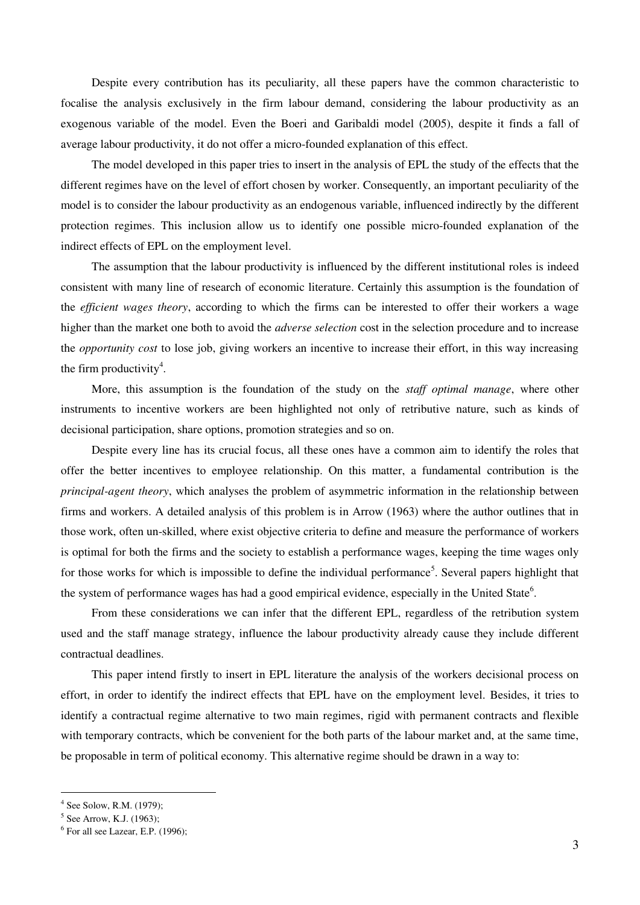Despite every contribution has its peculiarity, all these papers have the common characteristic to focalise the analysis exclusively in the firm labour demand, considering the labour productivity as an exogenous variable of the model. Even the Boeri and Garibaldi model (2005), despite it finds a fall of average labour productivity, it do not offer a micro-founded explanation of this effect.

The model developed in this paper tries to insert in the analysis of EPL the study of the effects that the different regimes have on the level of effort chosen by worker. Consequently, an important peculiarity of the model is to consider the labour productivity as an endogenous variable, influenced indirectly by the different protection regimes. This inclusion allow us to identify one possible micro-founded explanation of the indirect effects of EPL on the employment level.

The assumption that the labour productivity is influenced by the different institutional roles is indeed consistent with many line of research of economic literature. Certainly this assumption is the foundation of the *efficient wages theory*, according to which the firms can be interested to offer their workers a wage higher than the market one both to avoid the *adverse selection* cost in the selection procedure and to increase the *opportunity cost* to lose job, giving workers an incentive to increase their effort, in this way increasing the firm productivity[4].

More, this assumption is the foundation of the study on the *staff optimal manage*, where other instruments to incentive workers are been highlighted not only of retributive nature, such as kinds of decisional participation, share options, promotion strategies and so on.

Despite every line has its crucial focus, all these ones have a common aim to identify the roles that offer the better incentives to employee relationship. On this matter, a fundamental contribution is the *principal-agent theory*, which analyses the problem of asymmetric information in the relationship between firms and workers. A detailed analysis of this problem is in Arrow (1963) where the author outlines that in those work, often un-skilled, where exist objective criteria to define and measure the performance of workers is optimal for both the firms and the society to establish a performance wages, keeping the time wages only for those works for which is impossible to define the individual performance[5]. Several papers highlight that the system of performance wages has had a good empirical evidence, especially in the United State[6].

From these considerations we can infer that the different EPL, regardless of the retribution system used and the staff manage strategy, influence the labour productivity already cause they include different contractual deadlines.

This paper intend firstly to insert in EPL literature the analysis of the workers decisional process on effort, in order to identify the indirect effects that EPL have on the employment level. Besides, it tries to identify a contractual regime alternative to two main regimes, rigid with permanent contracts and flexible with temporary contracts, which be convenient for the both parts of the labour market and, at the same time, be proposable in term of political economy. This alternative regime should be drawn in a way to:

---

[4] See Solow, R.M. (1979);

[5] See Arrow, K.J. (1963);

[6] For all see Lazear, E.P. (1996);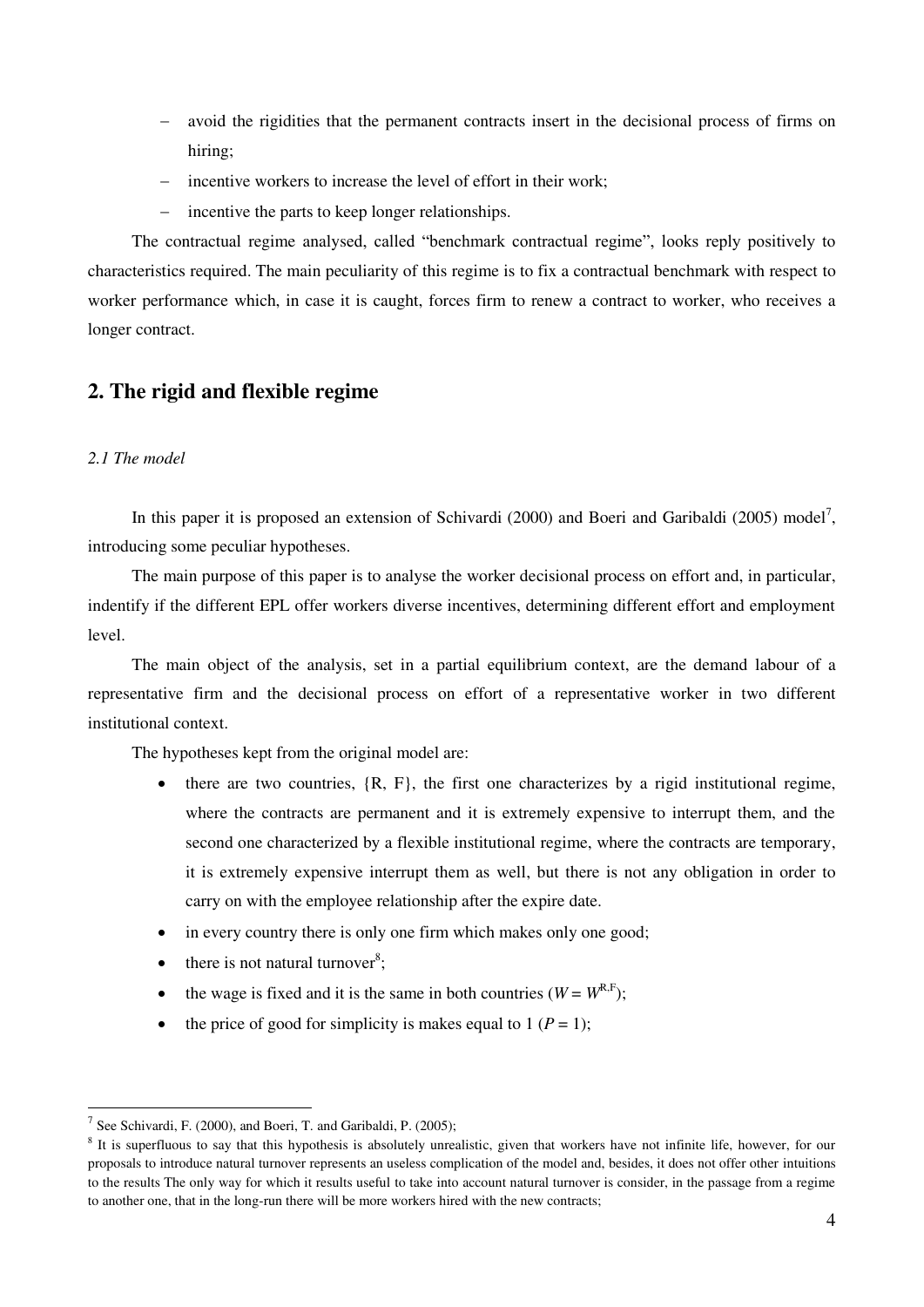- avoid the rigidities that the permanent contracts insert in the decisional process of firms on hiring;
- incentive workers to increase the level of effort in their work;
- incentive the parts to keep longer relationships.

The contractual regime analysed, called "benchmark contractual regime", looks reply positively to characteristics required. The main peculiarity of this regime is to fix a contractual benchmark with respect to worker performance which, in case it is caught, forces firm to renew a contract to worker, who receives a longer contract.

## 2. The rigid and flexible regime

### *2.1 The model*

In this paper it is proposed an extension of Schivardi (2000) and Boeri and Garibaldi (2005) model[7], introducing some peculiar hypotheses.

The main purpose of this paper is to analyse the worker decisional process on effort and, in particular, indentify if the different EPL offer workers diverse incentives, determining different effort and employment level.

The main object of the analysis, set in a partial equilibrium context, are the demand labour of a representative firm and the decisional process on effort of a representative worker in two different institutional context.

The hypotheses kept from the original model are:

- there are two countries, {R, F}, the first one characterizes by a rigid institutional regime, where the contracts are permanent and it is extremely expensive to interrupt them, and the second one characterized by a flexible institutional regime, where the contracts are temporary, it is extremely expensive interrupt them as well, but there is not any obligation in order to carry on with the employee relationship after the expire date.
- in every country there is only one firm which makes only one good;
- there is not natural turnover[8];
- the wage is fixed and it is the same in both countries ($W = W^{R,F}$);
- the price of good for simplicity is makes equal to 1 ($P = 1$);

---

[7] See Schivardi, F. (2000), and Boeri, T. and Garibaldi, P. (2005);

[8] It is superfluous to say that this hypothesis is absolutely unrealistic, given that workers have not infinite life, however, for our proposals to introduce natural turnover represents an useless complication of the model and, besides, it does not offer other intuitions to the results The only way for which it results useful to take into account natural turnover is consider, in the passage from a regime to another one, that in the long-run there will be more workers hired with the new contracts;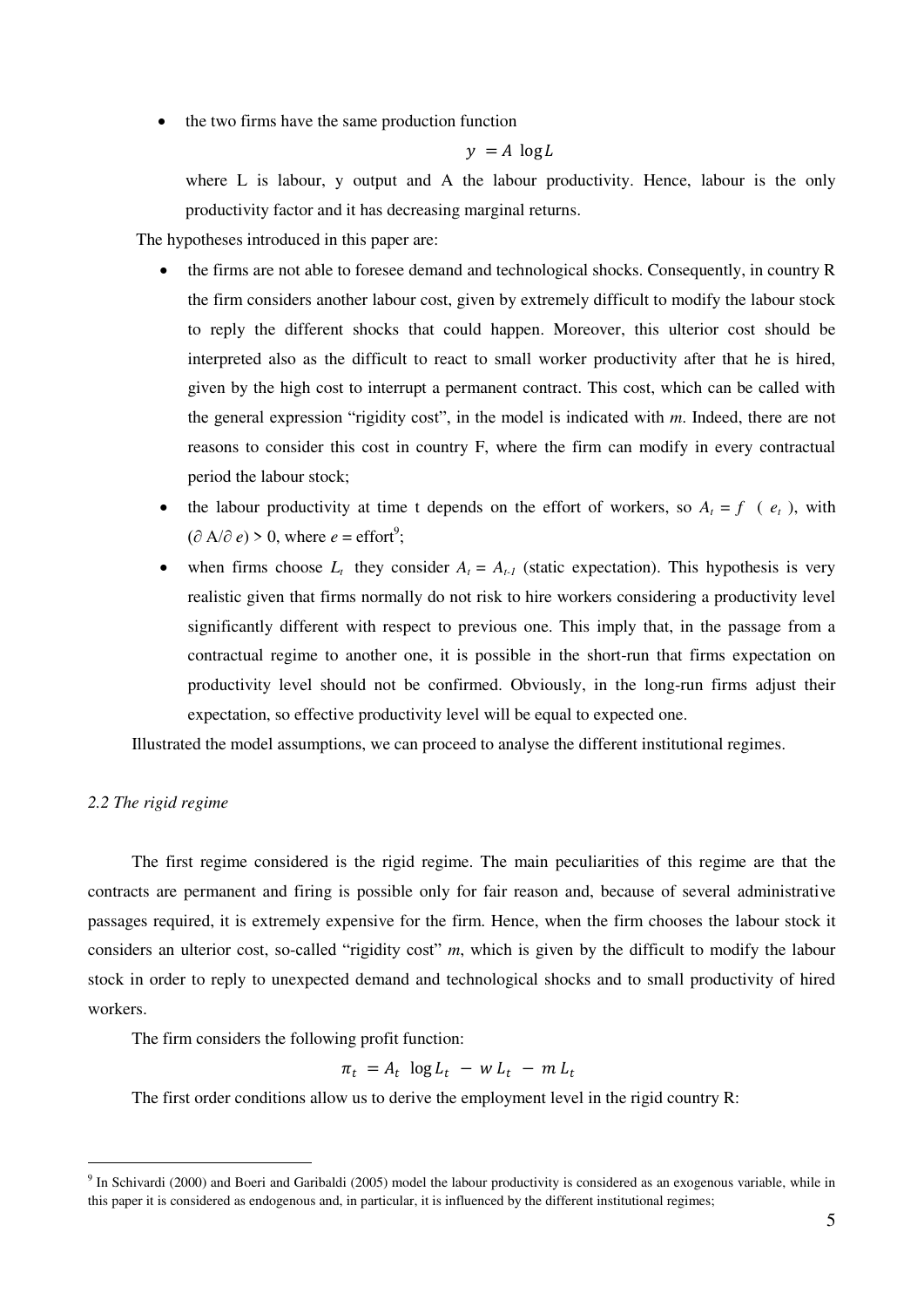- the two firms have the same production function

$$y = A \log L$$

where L is labour, y output and A the labour productivity. Hence, labour is the only productivity factor and it has decreasing marginal returns.

The hypotheses introduced in this paper are:

- the firms are not able to foresee demand and technological shocks. Consequently, in country R the firm considers another labour cost, given by extremely difficult to modify the labour stock to reply the different shocks that could happen. Moreover, this ulterior cost should be interpreted also as the difficult to react to small worker productivity after that he is hired, given by the high cost to interrupt a permanent contract. This cost, which can be called with the general expression "rigidity cost", in the model is indicated with *m*. Indeed, there are not reasons to consider this cost in country F, where the firm can modify in every contractual period the labour stock;
- the labour productivity at time t depends on the effort of workers, so $A_t = f\ (e_t)$, with $(\partial A/\partial e) > 0$, where $e$ = effort[9];
- when firms choose $L_t$ they consider $A_t = A_{t-1}$ (static expectation). This hypothesis is very realistic given that firms normally do not risk to hire workers considering a productivity level significantly different with respect to previous one. This imply that, in the passage from a contractual regime to another one, it is possible in the short-run that firms expectation on productivity level should not be confirmed. Obviously, in the long-run firms adjust their expectation, so effective productivity level will be equal to expected one.

Illustrated the model assumptions, we can proceed to analyse the different institutional regimes.

### *2.2 The rigid regime*

The first regime considered is the rigid regime. The main peculiarities of this regime are that the contracts are permanent and firing is possible only for fair reason and, because of several administrative passages required, it is extremely expensive for the firm. Hence, when the firm chooses the labour stock it considers an ulterior cost, so-called "rigidity cost" *m*, which is given by the difficult to modify the labour stock in order to reply to unexpected demand and technological shocks and to small productivity of hired workers.

The firm considers the following profit function:

$$\pi_t = A_t \log L_t - w L_t - m L_t$$

The first order conditions allow us to derive the employment level in the rigid country R:

---

[9] In Schivardi (2000) and Boeri and Garibaldi (2005) model the labour productivity is considered as an exogenous variable, while in this paper it is considered as endogenous and, in particular, it is influenced by the different institutional regimes;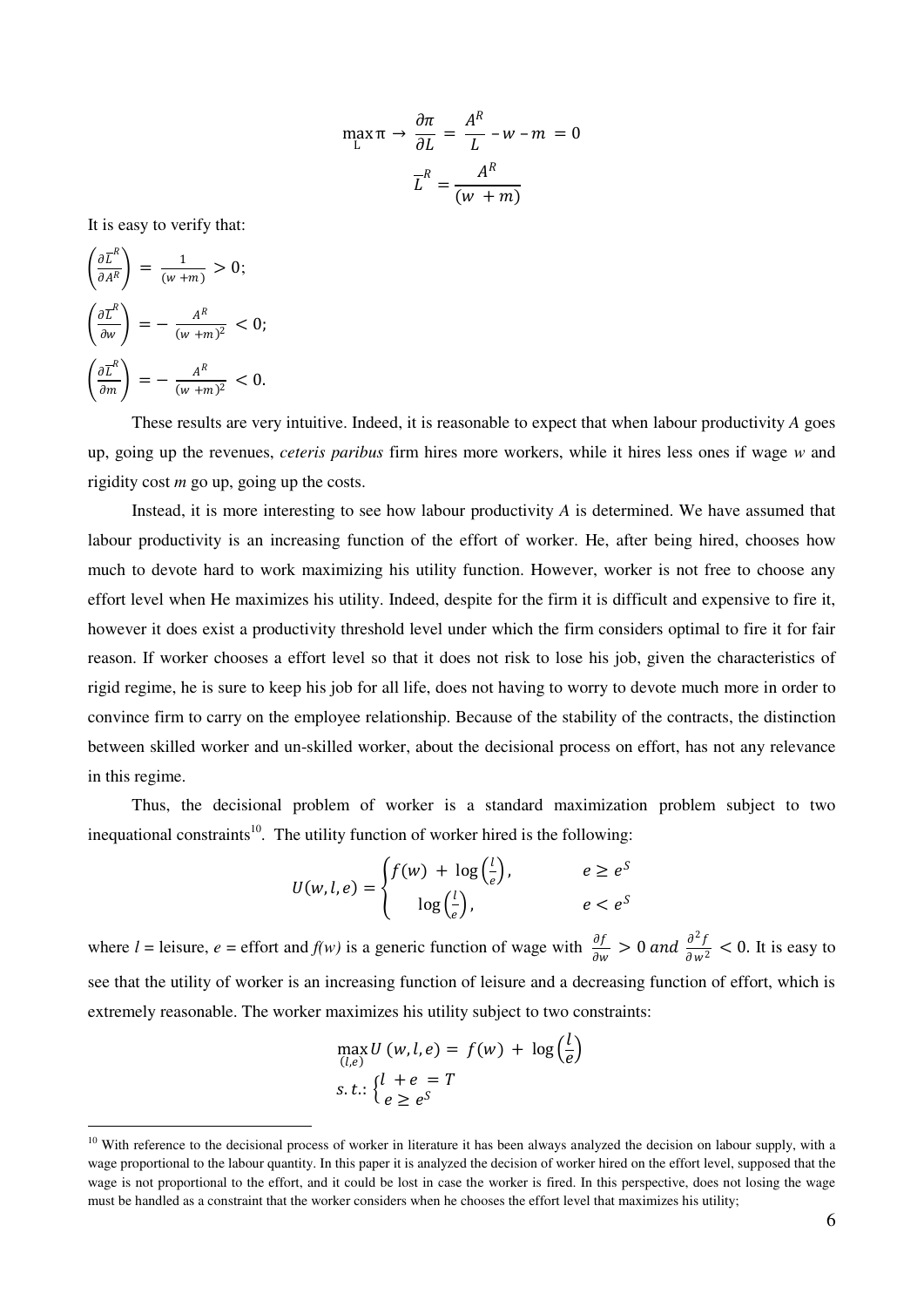$$\max_{L} \pi \rightarrow \frac{\partial \pi}{\partial L} = \frac{A^R}{L} - w - m = 0$$

$$\overline{L}^R = \frac{A^R}{(w + m)}$$

It is easy to verify that:

$\left(\frac{\partial \overline{L}^R}{\partial A^R}\right) = \frac{1}{(w + m)} > 0;$

$\left(\frac{\partial \overline{L}^R}{\partial w}\right) = -\frac{A^R}{(w + m)^2} < 0;$

$\left(\frac{\partial \overline{L}^R}{\partial m}\right) = -\frac{A^R}{(w + m)^2} < 0.$

These results are very intuitive. Indeed, it is reasonable to expect that when labour productivity *A* goes up, going up the revenues, *ceteris paribus* firm hires more workers, while it hires less ones if wage *w* and rigidity cost *m* go up, going up the costs.

Instead, it is more interesting to see how labour productivity *A* is determined. We have assumed that labour productivity is an increasing function of the effort of worker. He, after being hired, chooses how much to devote hard to work maximizing his utility function. However, worker is not free to choose any effort level when He maximizes his utility. Indeed, despite for the firm it is difficult and expensive to fire it, however it does exist a productivity threshold level under which the firm considers optimal to fire it for fair reason. If worker chooses a effort level so that it does not risk to lose his job, given the characteristics of rigid regime, he is sure to keep his job for all life, does not having to worry to devote much more in order to convince firm to carry on the employee relationship. Because of the stability of the contracts, the distinction between skilled worker and un-skilled worker, about the decisional process on effort, has not any relevance in this regime.

Thus, the decisional problem of worker is a standard maximization problem subject to two inequational constraints[10]. The utility function of worker hired is the following:

$$U(w, l, e) = \begin{cases} f(w) + \log\left(\frac{l}{e}\right), & e \geq e^S \\ \log\left(\frac{l}{e}\right), & e < e^S \end{cases}$$

where $l$ = leisure, $e$ = effort and $f(w)$ is a generic function of wage with $\frac{\partial f}{\partial w} > 0$ *and* $\frac{\partial^2 f}{\partial w^2} < 0$. It is easy to see that the utility of worker is an increasing function of leisure and a decreasing function of effort, which is extremely reasonable. The worker maximizes his utility subject to two constraints:

$$\max_{(l,e)} U(w, l, e) = f(w) + \log\left(\frac{l}{e}\right)$$

$$s.t.: \begin{cases} l + e = T \\ e \geq e^S \end{cases}$$

[10] With reference to the decisional process of worker in literature it has been always analyzed the decision on labour supply, with a wage proportional to the labour quantity. In this paper it is analyzed the decision of worker hired on the effort level, supposed that the wage is not proportional to the effort, and it could be lost in case the worker is fired. In this perspective, does not losing the wage must be handled as a constraint that the worker considers when he chooses the effort level that maximizes his utility;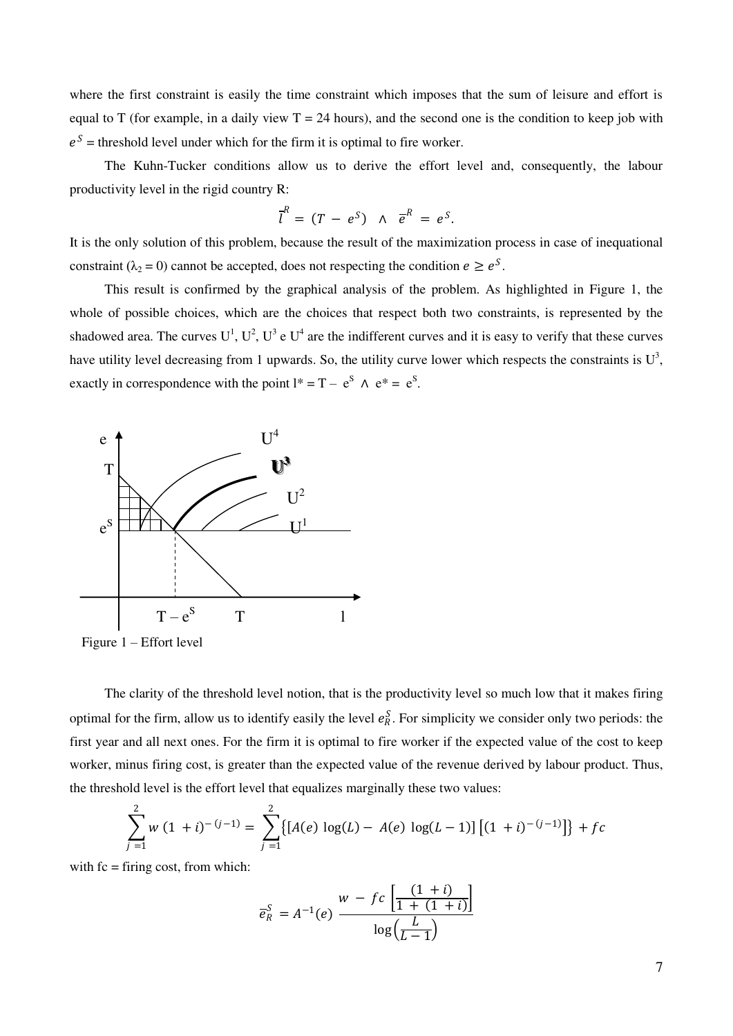where the first constraint is easily the time constraint which imposes that the sum of leisure and effort is equal to T (for example, in a daily view T = 24 hours), and the second one is the condition to keep job with $e^S$ = threshold level under which for the firm it is optimal to fire worker.

The Kuhn-Tucker conditions allow us to derive the effort level and, consequently, the labour productivity level in the rigid country R:

$$\bar{l}^R = (T - e^S) \;\; \wedge \;\; \bar{e}^R = e^S.$$

It is the only solution of this problem, because the result of the maximization process in case of inequational constraint ($\lambda_2 = 0$) cannot be accepted, does not respecting the condition $e \geq e^S$.

This result is confirmed by the graphical analysis of the problem. As highlighted in Figure 1, the whole of possible choices, which are the choices that respect both two constraints, is represented by the shadowed area. The curves $U^1$, $U^2$, $U^3$ e $U^4$ are the indifferent curves and it is easy to verify that these curves have utility level decreasing from 1 upwards. So, the utility curve lower which respects the constraints is $U^3$, exactly in correspondence with the point $l^* = T - e^S \wedge e^* = e^S$.

Figure 1 – Effort level

The clarity of the threshold level notion, that is the productivity level so much low that it makes firing optimal for the firm, allow us to identify easily the level $e^S_R$. For simplicity we consider only two periods: the first year and all next ones. For the firm it is optimal to fire worker if the expected value of the cost to keep worker, minus firing cost, is greater than the expected value of the revenue derived by labour product. Thus, the threshold level is the effort level that equalizes marginally these two values:

$$\sum_{j=1}^{2} w\,(1+i)^{-(j-1)} = \sum_{j=1}^{2} \left\{ [A(e)\,\log(L) - A(e)\,\log(L-1)]\left[(1+i)^{-(j-1)}\right] \right\} + fc$$

with fc = firing cost, from which:

$$\bar{e}^S_R = A^{-1}(e)\,\frac{w - fc\left[\dfrac{(1+i)}{1+(1+i)}\right]}{\log\left(\dfrac{L}{L-1}\right)}$$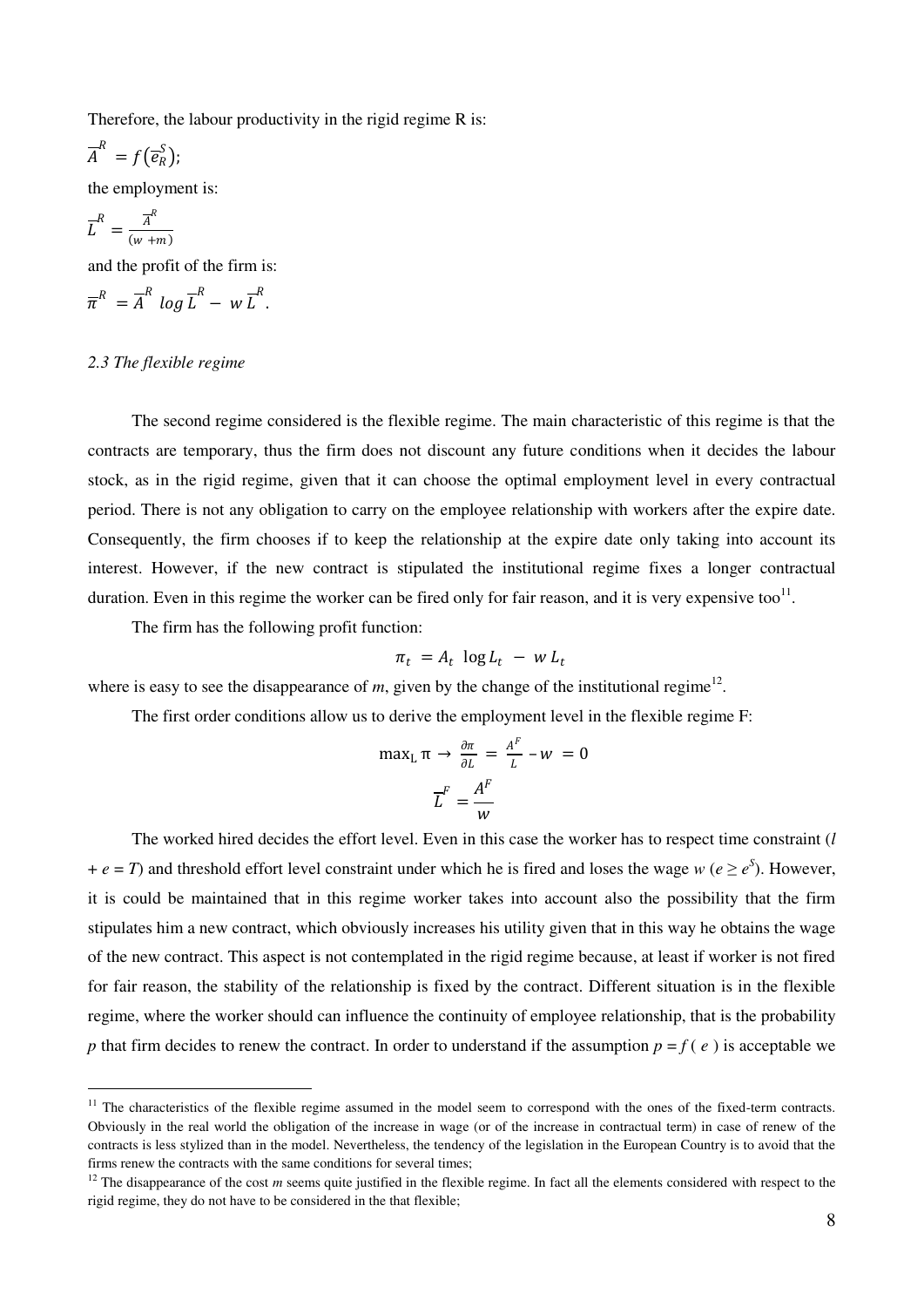Therefore, the labour productivity in the rigid regime R is:

$\overline{A}^R = f\left(\overline{e}_R^S\right);$

the employment is:

$\overline{L}^R = \frac{\overline{A}^R}{(w+m)}$

and the profit of the firm is:

$\overline{\pi}^R = \overline{A}^R \log \overline{L}^R - w\,\overline{L}^R.$

*2.3 The flexible regime*

The second regime considered is the flexible regime. The main characteristic of this regime is that the contracts are temporary, thus the firm does not discount any future conditions when it decides the labour stock, as in the rigid regime, given that it can choose the optimal employment level in every contractual period. There is not any obligation to carry on the employee relationship with workers after the expire date. Consequently, the firm chooses if to keep the relationship at the expire date only taking into account its interest. However, if the new contract is stipulated the institutional regime fixes a longer contractual duration. Even in this regime the worker can be fired only for fair reason, and it is very expensive too[11].

The firm has the following profit function:

$$\pi_t = A_t \log L_t - w\,L_t$$

where is easy to see the disappearance of $m$, given by the change of the institutional regime[12].

The first order conditions allow us to derive the employment level in the flexible regime F:

$$\max_L \pi \rightarrow \frac{\partial \pi}{\partial L} = \frac{A^F}{L} - w = 0$$

$$\overline{L}^F = \frac{A^F}{w}$$

The worked hired decides the effort level. Even in this case the worker has to respect time constraint ($l + e = T$) and threshold effort level constraint under which he is fired and loses the wage $w$ ($e \geq e^S$). However, it is could be maintained that in this regime worker takes into account also the possibility that the firm stipulates him a new contract, which obviously increases his utility given that in this way he obtains the wage of the new contract. This aspect is not contemplated in the rigid regime because, at least if worker is not fired for fair reason, the stability of the relationship is fixed by the contract. Different situation is in the flexible regime, where the worker should can influence the continuity of employee relationship, that is the probability $p$ that firm decides to renew the contract. In order to understand if the assumption $p = f(e)$ is acceptable we

---

[11] The characteristics of the flexible regime assumed in the model seem to correspond with the ones of the fixed-term contracts. Obviously in the real world the obligation of the increase in wage (or of the increase in contractual term) in case of renew of the contracts is less stylized than in the model. Nevertheless, the tendency of the legislation in the European Country is to avoid that the firms renew the contracts with the same conditions for several times;

[12] The disappearance of the cost $m$ seems quite justified in the flexible regime. In fact all the elements considered with respect to the rigid regime, they do not have to be considered in the that flexible;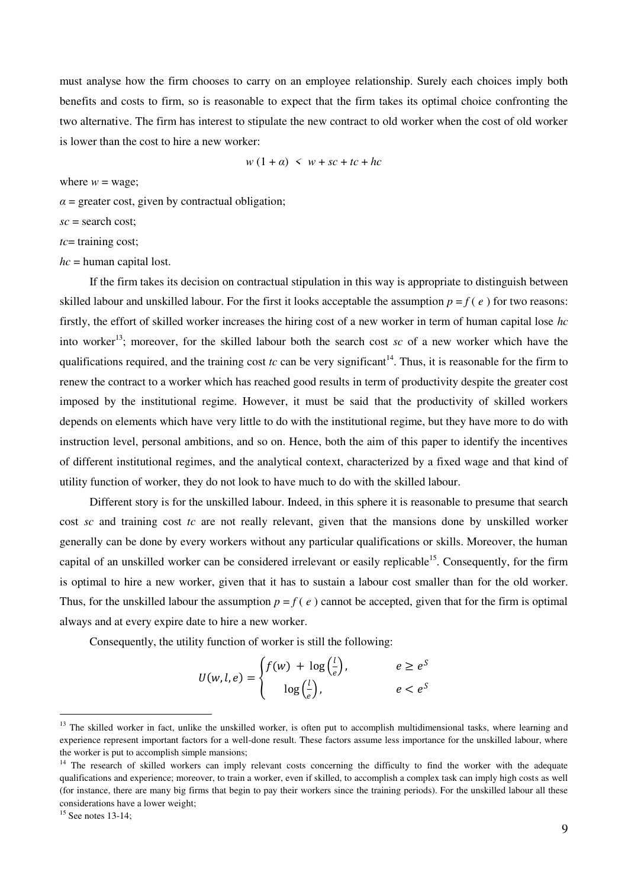must analyse how the firm chooses to carry on an employee relationship. Surely each choices imply both benefits and costs to firm, so is reasonable to expect that the firm takes its optimal choice confronting the two alternative. The firm has interest to stipulate the new contract to old worker when the cost of old worker is lower than the cost to hire a new worker:

$$w\,(1 + \alpha) \; < \; w + sc + tc + hc$$

where $w$ = wage;

$\alpha$ = greater cost, given by contractual obligation;

$sc$ = search cost;

$tc$= training cost;

$hc$ = human capital lost.

If the firm takes its decision on contractual stipulation in this way is appropriate to distinguish between skilled labour and unskilled labour. For the first it looks acceptable the assumption $p = f\,(\,e\,)$ for two reasons: firstly, the effort of skilled worker increases the hiring cost of a new worker in term of human capital lose $hc$ into worker[13]; moreover, for the skilled labour both the search cost $sc$ of a new worker which have the qualifications required, and the training cost $tc$ can be very significant[14]. Thus, it is reasonable for the firm to renew the contract to a worker which has reached good results in term of productivity despite the greater cost imposed by the institutional regime. However, it must be said that the productivity of skilled workers depends on elements which have very little to do with the institutional regime, but they have more to do with instruction level, personal ambitions, and so on. Hence, both the aim of this paper to identify the incentives of different institutional regimes, and the analytical context, characterized by a fixed wage and that kind of utility function of worker, they do not look to have much to do with the skilled labour.

Different story is for the unskilled labour. Indeed, in this sphere it is reasonable to presume that search cost $sc$ and training cost $tc$ are not really relevant, given that the mansions done by unskilled worker generally can be done by every workers without any particular qualifications or skills. Moreover, the human capital of an unskilled worker can be considered irrelevant or easily replicable[15]. Consequently, for the firm is optimal to hire a new worker, given that it has to sustain a labour cost smaller than for the old worker. Thus, for the unskilled labour the assumption $p = f\,(\,e\,)$ cannot be accepted, given that for the firm is optimal always and at every expire date to hire a new worker.

Consequently, the utility function of worker is still the following:

$$U(w,l,e) = \begin{cases} f(w) \; + \; \log\left(\frac{l}{e}\right), & e \geq e^S \\ \log\left(\frac{l}{e}\right), & e < e^S \end{cases}$$

---

[13] The skilled worker in fact, unlike the unskilled worker, is often put to accomplish multidimensional tasks, where learning and experience represent important factors for a well-done result. These factors assume less importance for the unskilled labour, where the worker is put to accomplish simple mansions;

[14] The research of skilled workers can imply relevant costs concerning the difficulty to find the worker with the adequate qualifications and experience; moreover, to train a worker, even if skilled, to accomplish a complex task can imply high costs as well (for instance, there are many big firms that begin to pay their workers since the training periods). For the unskilled labour all these considerations have a lower weight;

[15] See notes 13-14;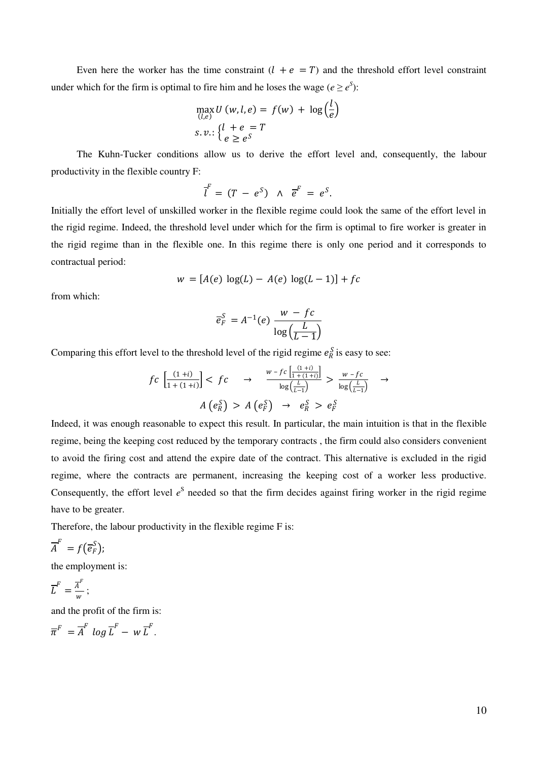Even here the worker has the time constraint ($l + e = T$) and the threshold effort level constraint under which for the firm is optimal to fire him and he loses the wage ($e \geq e^S$):

$$\max_{(l,e)} U(w,l,e) = f(w) + \log\left(\frac{l}{e}\right)$$

$$s.v.: \begin{cases} l + e = T \\ e \geq e^S \end{cases}$$

The Kuhn-Tucker conditions allow us to derive the effort level and, consequently, the labour productivity in the flexible country F:

$$\bar{l}^F = (T - e^S) \quad \wedge \quad \bar{e}^F = e^S.$$

Initially the effort level of unskilled worker in the flexible regime could look the same of the effort level in the rigid regime. Indeed, the threshold level under which for the firm is optimal to fire worker is greater in the rigid regime than in the flexible one. In this regime there is only one period and it corresponds to contractual period:

$$w = [A(e)\ \log(L) - A(e)\ \log(L-1)] + fc$$

from which:

$$\bar{e}_F^S = A^{-1}(e)\ \frac{w - fc}{\log\left(\frac{L}{L-1}\right)}$$

Comparing this effort level to the threshold level of the rigid regime $e_R^S$ is easy to see:

$$fc\left[\frac{(1+i)}{1+(1+i)}\right] < fc \quad \rightarrow \quad \frac{w - fc\left[\frac{(1+i)}{1+(1+i)}\right]}{\log\left(\frac{L}{L-1}\right)} > \frac{w - fc}{\log\left(\frac{L}{L-1}\right)} \quad \rightarrow$$

$$A\left(e_R^S\right) > A\left(e_F^S\right) \quad \rightarrow \quad e_R^S > e_F^S$$

Indeed, it was enough reasonable to expect this result. In particular, the main intuition is that in the flexible regime, being the keeping cost reduced by the temporary contracts , the firm could also considers convenient to avoid the firing cost and attend the expire date of the contract. This alternative is excluded in the rigid regime, where the contracts are permanent, increasing the keeping cost of a worker less productive. Consequently, the effort level $e^S$ needed so that the firm decides against firing worker in the rigid regime have to be greater.

Therefore, the labour productivity in the flexible regime F is:

$\bar{A}^F = f(\bar{e}_F^S)$;

the employment is:

$\bar{L}^F = \frac{\bar{A}^F}{w}$;

and the profit of the firm is:

$\bar{\pi}^F = \bar{A}^F\ log\,\bar{L}^F - w\,\bar{L}^F$.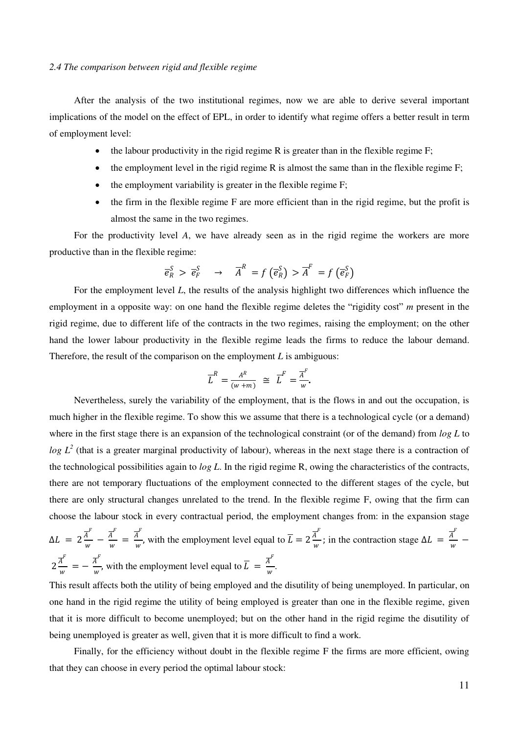*2.4 The comparison between rigid and flexible regime*

After the analysis of the two institutional regimes, now we are able to derive several important implications of the model on the effect of EPL, in order to identify what regime offers a better result in term of employment level:

- the labour productivity in the rigid regime R is greater than in the flexible regime F;
- the employment level in the rigid regime R is almost the same than in the flexible regime F;
- the employment variability is greater in the flexible regime F;
- the firm in the flexible regime F are more efficient than in the rigid regime, but the profit is almost the same in the two regimes.

For the productivity level *A*, we have already seen as in the rigid regime the workers are more productive than in the flexible regime:

$$\bar{e}_R^S > \bar{e}_F^S \quad \rightarrow \quad \bar{A}^R = f\left(\bar{e}_R^S\right) > \bar{A}^F = f\left(\bar{e}_F^S\right)$$

For the employment level *L*, the results of the analysis highlight two differences which influence the employment in a opposite way: on one hand the flexible regime deletes the "rigidity cost" *m* present in the rigid regime, due to different life of the contracts in the two regimes, raising the employment; on the other hand the lower labour productivity in the flexible regime leads the firms to reduce the labour demand. Therefore, the result of the comparison on the employment *L* is ambiguous:

$$\bar{L}^R = \frac{A^R}{(w+m)} \cong \bar{L}^F = \frac{\bar{A}^F}{w}.$$

Nevertheless, surely the variability of the employment, that is the flows in and out the occupation, is much higher in the flexible regime. To show this we assume that there is a technological cycle (or a demand) where in the first stage there is an expansion of the technological constraint (or of the demand) from *log L* to *log* $L^2$ (that is a greater marginal productivity of labour), whereas in the next stage there is a contraction of the technological possibilities again to *log L*. In the rigid regime R, owing the characteristics of the contracts, there are not temporary fluctuations of the employment connected to the different stages of the cycle, but there are only structural changes unrelated to the trend. In the flexible regime F, owing that the firm can choose the labour stock in every contractual period, the employment changes from: in the expansion stage $\Delta L = 2\frac{\bar{A}^F}{w} - \frac{\bar{A}^F}{w} = \frac{\bar{A}^F}{w}$, with the employment level equal to $\bar{L} = 2\frac{\bar{A}^F}{w}$; in the contraction stage $\Delta L = \frac{\bar{A}^F}{w} - 2\frac{\bar{A}^F}{w} = -\frac{\bar{A}^F}{w}$, with the employment level equal to $\bar{L} = \frac{\bar{A}^F}{w}$.

This result affects both the utility of being employed and the disutility of being unemployed. In particular, on one hand in the rigid regime the utility of being employed is greater than one in the flexible regime, given that it is more difficult to become unemployed; but on the other hand in the rigid regime the disutility of being unemployed is greater as well, given that it is more difficult to find a work.

Finally, for the efficiency without doubt in the flexible regime F the firms are more efficient, owing that they can choose in every period the optimal labour stock: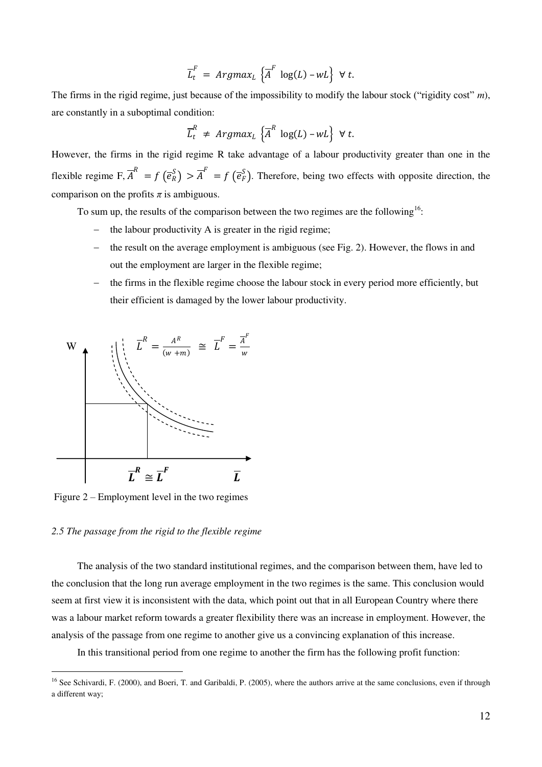$$\overline{L}_t^F = Argmax_L \left\{ \overline{A}^F \log(L) - wL \right\} \;\; \forall \, t.$$

The firms in the rigid regime, just because of the impossibility to modify the labour stock ("rigidity cost" $m$), are constantly in a suboptimal condition:

$$\overline{L}_t^R \neq Argmax_L \left\{ \overline{A}^R \log(L) - wL \right\} \;\; \forall \, t.$$

However, the firms in the rigid regime R take advantage of a labour productivity greater than one in the flexible regime F, $\overline{A}^R = f\left(\overline{e}_R^S\right) > \overline{A}^F = f\left(\overline{e}_F^S\right)$. Therefore, being two effects with opposite direction, the comparison on the profits $\pi$ is ambiguous.

To sum up, the results of the comparison between the two regimes are the following[16]:

- the labour productivity A is greater in the rigid regime;
- the result on the average employment is ambiguous (see Fig. 2). However, the flows in and out the employment are larger in the flexible regime;
- the firms in the flexible regime choose the labour stock in every period more efficiently, but their efficient is damaged by the lower labour productivity.

$$\overline{L}^R = \frac{A^R}{(w+m)} \cong \overline{L}^F = \frac{\overline{A}^F}{w}$$

W

$\overline{L}^R \cong \overline{L}^F$ $\overline{L}$

Figure 2 – Employment level in the two regimes

*2.5 The passage from the rigid to the flexible regime*

The analysis of the two standard institutional regimes, and the comparison between them, have led to the conclusion that the long run average employment in the two regimes is the same. This conclusion would seem at first view it is inconsistent with the data, which point out that in all European Country where there was a labour market reform towards a greater flexibility there was an increase in employment. However, the analysis of the passage from one regime to another give us a convincing explanation of this increase.

In this transitional period from one regime to another the firm has the following profit function:

[16] See Schivardi, F. (2000), and Boeri, T. and Garibaldi, P. (2005), where the authors arrive at the same conclusions, even if through a different way;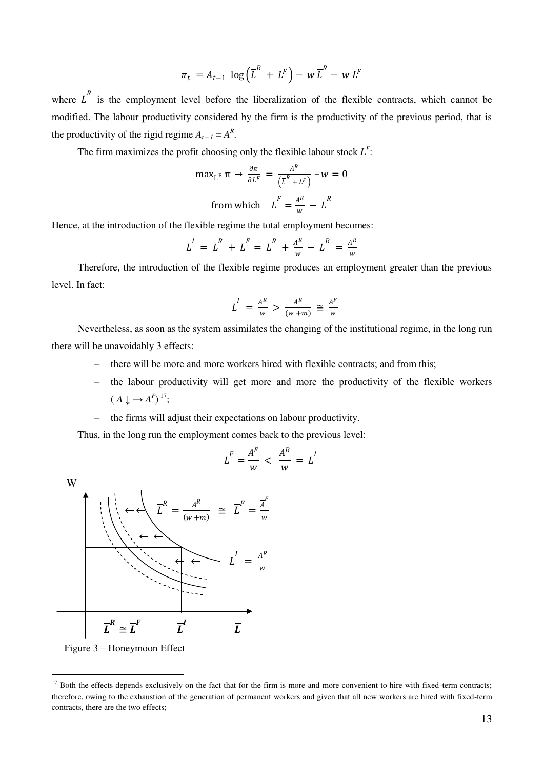$$\pi_t = A_{t-1} \log\left(\overline{L}^R + L^F\right) - w\,\overline{L}^R - w\,L^F$$

where $\overline{L}^R$ is the employment level before the liberalization of the flexible contracts, which cannot be modified. The labour productivity considered by the firm is the productivity of the previous period, that is the productivity of the rigid regime $A_{t-1} = A^R$.

The firm maximizes the profit choosing only the flexible labour stock $L^F$:

$$\max_{L^F} \pi \rightarrow \frac{\partial \pi}{\partial L^F} = \frac{A^R}{\left(\overline{L}^R + L^F\right)} - w = 0$$

$$\text{from which} \quad \overline{L}^F = \frac{A^R}{w} - \overline{L}^R$$

Hence, at the introduction of the flexible regime the total employment becomes:

$$\overline{L}^I = \overline{L}^R + \overline{L}^F = \overline{L}^R + \frac{A^R}{w} - \overline{L}^R = \frac{A^R}{w}$$

Therefore, the introduction of the flexible regime produces an employment greater than the previous level. In fact:

$$\overline{L}^I = \frac{A^R}{w} > \frac{A^R}{(w+m)} \cong \frac{A^F}{w}$$

Nevertheless, as soon as the system assimilates the changing of the institutional regime, in the long run there will be unavoidably 3 effects:

- there will be more and more workers hired with flexible contracts; and from this;
- the labour productivity will get more and more the productivity of the flexible workers ($A \downarrow \rightarrow A^F$)[17];
- the firms will adjust their expectations on labour productivity.

Thus, in the long run the employment comes back to the previous level:

$$\overline{L}^F = \frac{A^F}{w} < \frac{A^R}{w} = \overline{L}^I$$

W

$\overline{L}^R = \frac{A^R}{(w+m)} \cong \overline{L}^F = \frac{\overline{A}^F}{w}$

$\overline{L}^I = \frac{A^R}{w}$

$\overline{L}^R \cong \overline{L}^F$ $\quad \overline{L}^I \quad \overline{L}$

Figure 3 – Honeymoon Effect

[17] Both the effects depends exclusively on the fact that for the firm is more and more convenient to hire with fixed-term contracts; therefore, owing to the exhaustion of the generation of permanent workers and given that all new workers are hired with fixed-term contracts, there are the two effects;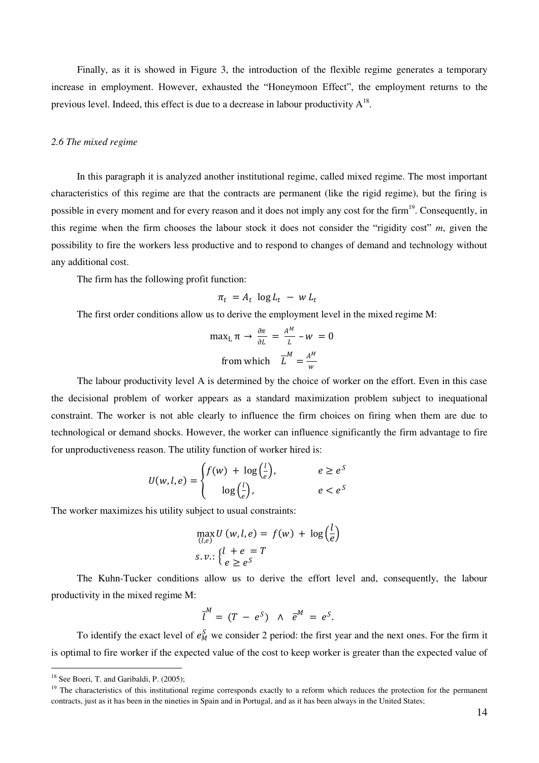Finally, as it is showed in Figure 3, the introduction of the flexible regime generates a temporary increase in employment. However, exhausted the "Honeymoon Effect", the employment returns to the previous level. Indeed, this effect is due to a decrease in labour productivity A[18].

### *2.6 The mixed regime*

In this paragraph it is analyzed another institutional regime, called mixed regime. The most important characteristics of this regime are that the contracts are permanent (like the rigid regime), but the firing is possible in every moment and for every reason and it does not imply any cost for the firm[19]. Consequently, in this regime when the firm chooses the labour stock it does not consider the "rigidity cost" *m*, given the possibility to fire the workers less productive and to respond to changes of demand and technology without any additional cost.

The firm has the following profit function:

$$\pi_t = A_t \log L_t - w L_t$$

The first order conditions allow us to derive the employment level in the mixed regime M:

$$\max_L \pi \rightarrow \frac{\partial \pi}{\partial L} = \frac{A^M}{L} - w = 0$$

$$\text{from which} \quad \overline{L}^M = \frac{A^M}{w}$$

The labour productivity level A is determined by the choice of worker on the effort. Even in this case the decisional problem of worker appears as a standard maximization problem subject to inequational constraint. The worker is not able clearly to influence the firm choices on firing when them are due to technological or demand shocks. However, the worker can influence significantly the firm advantage to fire for unproductiveness reason. The utility function of worker hired is:

$$U(w,l,e) = \begin{cases} f(w) + \log\left(\frac{l}{e}\right), & e \geq e^S \\ \log\left(\frac{l}{e}\right), & e < e^S \end{cases}$$

The worker maximizes his utility subject to usual constraints:

$$\max_{(l,e)} U(w,l,e) = f(w) + \log\left(\frac{l}{e}\right)$$

$$s.v.: \begin{cases} l + e = T \\ e \geq e^S \end{cases}$$

The Kuhn-Tucker conditions allow us to derive the effort level and, consequently, the labour productivity in the mixed regime M:

$$\overline{l}^M = (T - e^S) \;\wedge\; \overline{e}^M = e^S.$$

To identify the exact level of $e^S_M$ we consider 2 period: the first year and the next ones. For the firm it is optimal to fire worker if the expected value of the cost to keep worker is greater than the expected value of

[18] See Boeri, T. and Garibaldi, P. (2005);

[19] The characteristics of this institutional regime corresponds exactly to a reform which reduces the protection for the permanent contracts, just as it has been in the nineties in Spain and in Portugal, and as it has been always in the United States;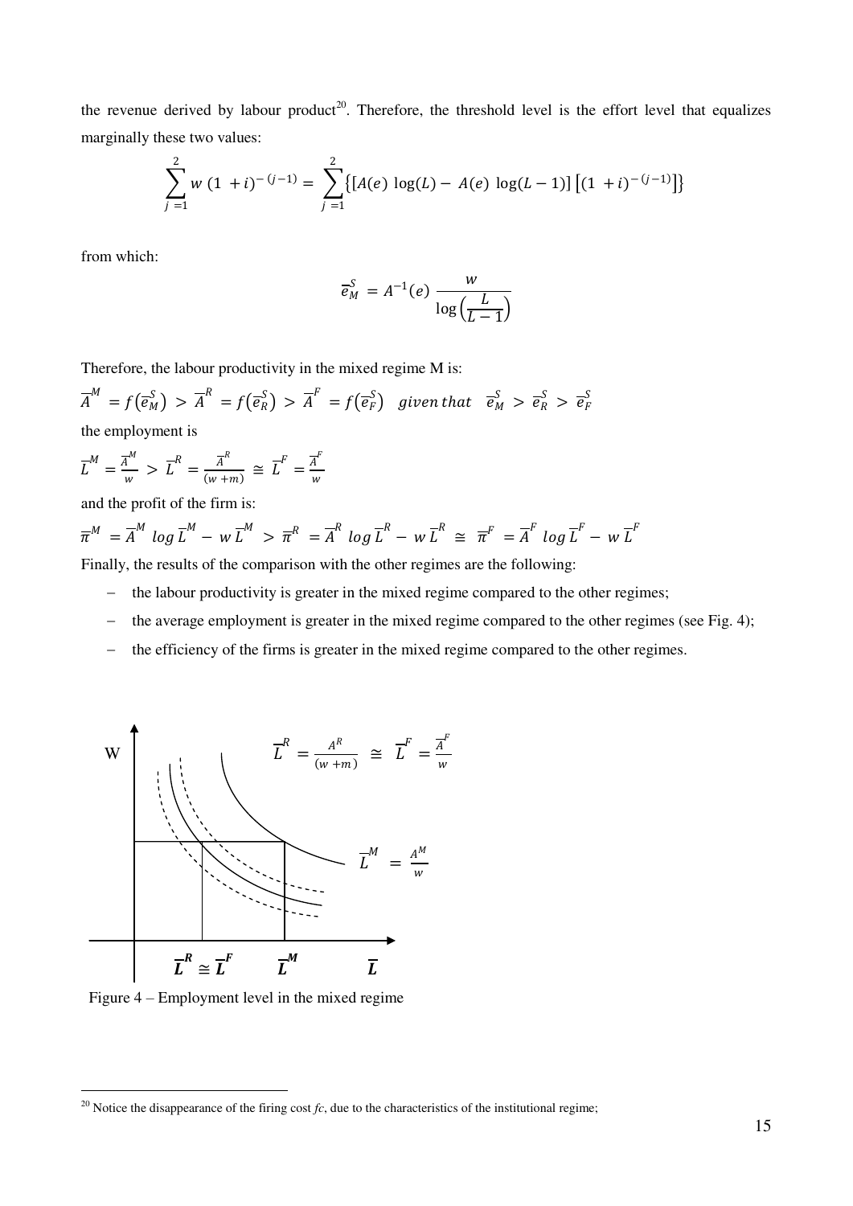the revenue derived by labour product[20]. Therefore, the threshold level is the effort level that equalizes marginally these two values:

$$\sum_{j=1}^{2} w\,(1+i)^{-(j-1)} = \sum_{j=1}^{2} \left\{ \left[ A(e)\,\log(L) - A(e)\,\log(L-1) \right] \left[ (1+i)^{-(j-1)} \right] \right\}$$

from which:

$$\overline{e}_M^S = A^{-1}(e)\,\frac{w}{\log\left(\frac{L}{L-1}\right)}$$

Therefore, the labour productivity in the mixed regime M is:

$\overline{A}^M = f(\overline{e}_M^S) > \overline{A}^R = f(\overline{e}_R^S) > \overline{A}^F = f(\overline{e}_F^S)$ *given that* $\overline{e}_M^S > \overline{e}_R^S > \overline{e}_F^S$

the employment is

$\overline{L}^M = \frac{\overline{A}^M}{w} > \overline{L}^R = \frac{\overline{A}^R}{(w+m)} \cong \overline{L}^F = \frac{\overline{A}^F}{w}$

and the profit of the firm is:

$\overline{\pi}^M = \overline{A}^M \log \overline{L}^M - w\,\overline{L}^M > \overline{\pi}^R = \overline{A}^R \log \overline{L}^R - w\,\overline{L}^R \cong \overline{\pi}^F = \overline{A}^F \log \overline{L}^F - w\,\overline{L}^F$

Finally, the results of the comparison with the other regimes are the following:

- the labour productivity is greater in the mixed regime compared to the other regimes;
- the average employment is greater in the mixed regime compared to the other regimes (see Fig. 4);
- the efficiency of the firms is greater in the mixed regime compared to the other regimes.

Figure 4 – Employment level in the mixed regime

[20] Notice the disappearance of the firing cost *fc*, due to the characteristics of the institutional regime;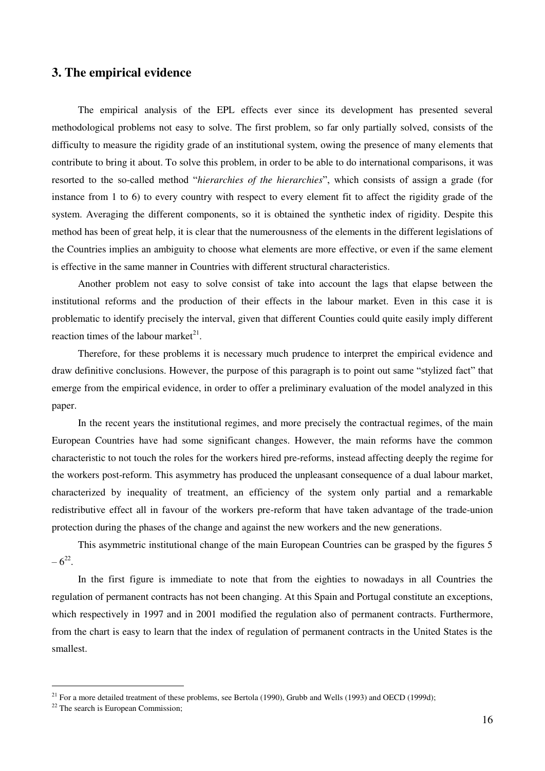## 3. The empirical evidence

The empirical analysis of the EPL effects ever since its development has presented several methodological problems not easy to solve. The first problem, so far only partially solved, consists of the difficulty to measure the rigidity grade of an institutional system, owing the presence of many elements that contribute to bring it about. To solve this problem, in order to be able to do international comparisons, it was resorted to the so-called method "*hierarchies of the hierarchies*", which consists of assign a grade (for instance from 1 to 6) to every country with respect to every element fit to affect the rigidity grade of the system. Averaging the different components, so it is obtained the synthetic index of rigidity. Despite this method has been of great help, it is clear that the numerousness of the elements in the different legislations of the Countries implies an ambiguity to choose what elements are more effective, or even if the same element is effective in the same manner in Countries with different structural characteristics.

Another problem not easy to solve consist of take into account the lags that elapse between the institutional reforms and the production of their effects in the labour market. Even in this case it is problematic to identify precisely the interval, given that different Counties could quite easily imply different reaction times of the labour market[21].

Therefore, for these problems it is necessary much prudence to interpret the empirical evidence and draw definitive conclusions. However, the purpose of this paragraph is to point out same "stylized fact" that emerge from the empirical evidence, in order to offer a preliminary evaluation of the model analyzed in this paper.

In the recent years the institutional regimes, and more precisely the contractual regimes, of the main European Countries have had some significant changes. However, the main reforms have the common characteristic to not touch the roles for the workers hired pre-reforms, instead affecting deeply the regime for the workers post-reform. This asymmetry has produced the unpleasant consequence of a dual labour market, characterized by inequality of treatment, an efficiency of the system only partial and a remarkable redistributive effect all in favour of the workers pre-reform that have taken advantage of the trade-union protection during the phases of the change and against the new workers and the new generations.

This asymmetric institutional change of the main European Countries can be grasped by the figures 5 – 6[22].

In the first figure is immediate to note that from the eighties to nowadays in all Countries the regulation of permanent contracts has not been changing. At this Spain and Portugal constitute an exceptions, which respectively in 1997 and in 2001 modified the regulation also of permanent contracts. Furthermore, from the chart is easy to learn that the index of regulation of permanent contracts in the United States is the smallest.

---

[21] For a more detailed treatment of these problems, see Bertola (1990), Grubb and Wells (1993) and OECD (1999d);

[22] The search is European Commission;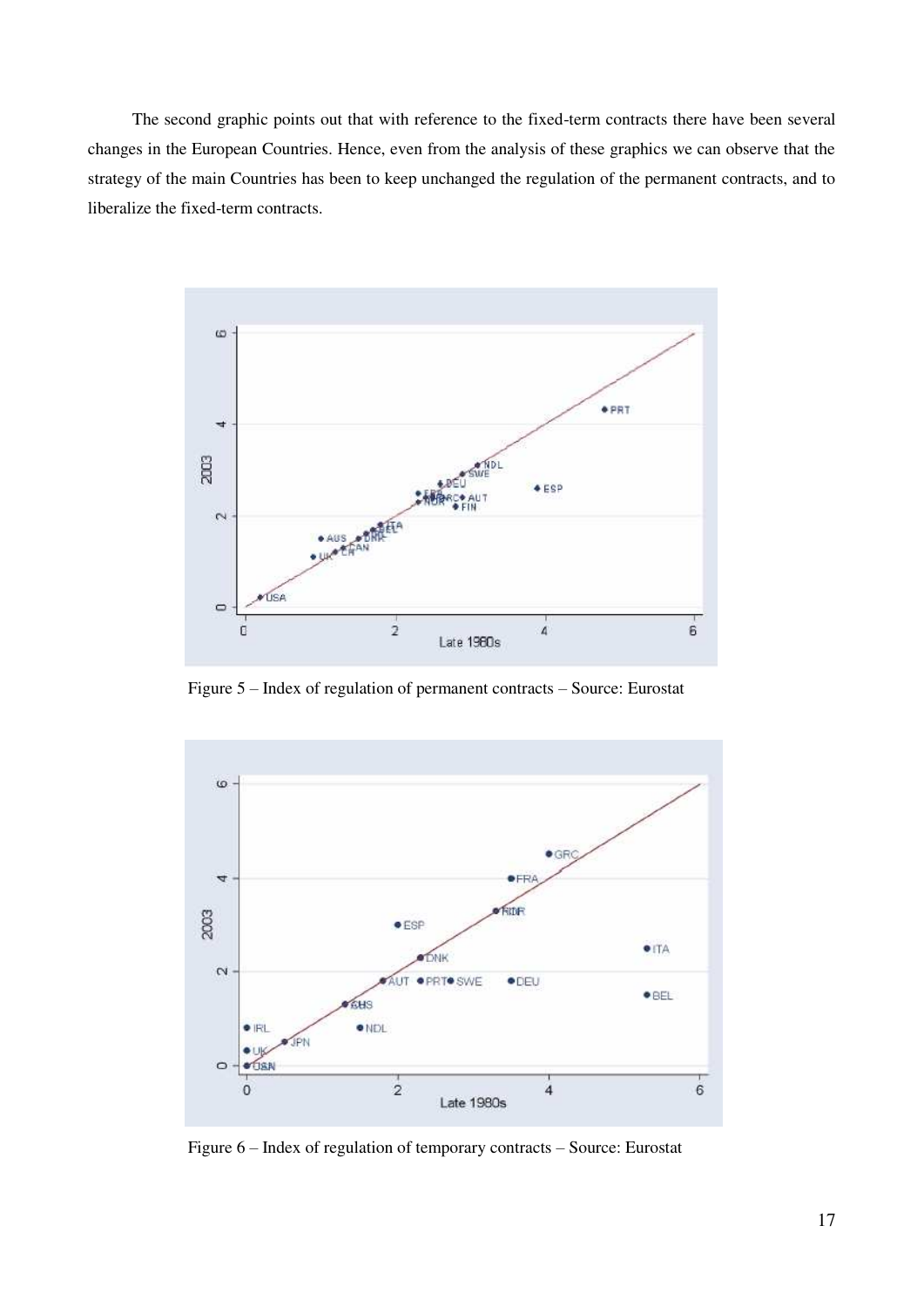The second graphic points out that with reference to the fixed-term contracts there have been several changes in the European Countries. Hence, even from the analysis of these graphics we can observe that the strategy of the main Countries has been to keep unchanged the regulation of the permanent contracts, and to liberalize the fixed-term contracts.

Figure 5 – Index of regulation of permanent contracts – Source: Eurostat

Figure 6 – Index of regulation of temporary contracts – Source: Eurostat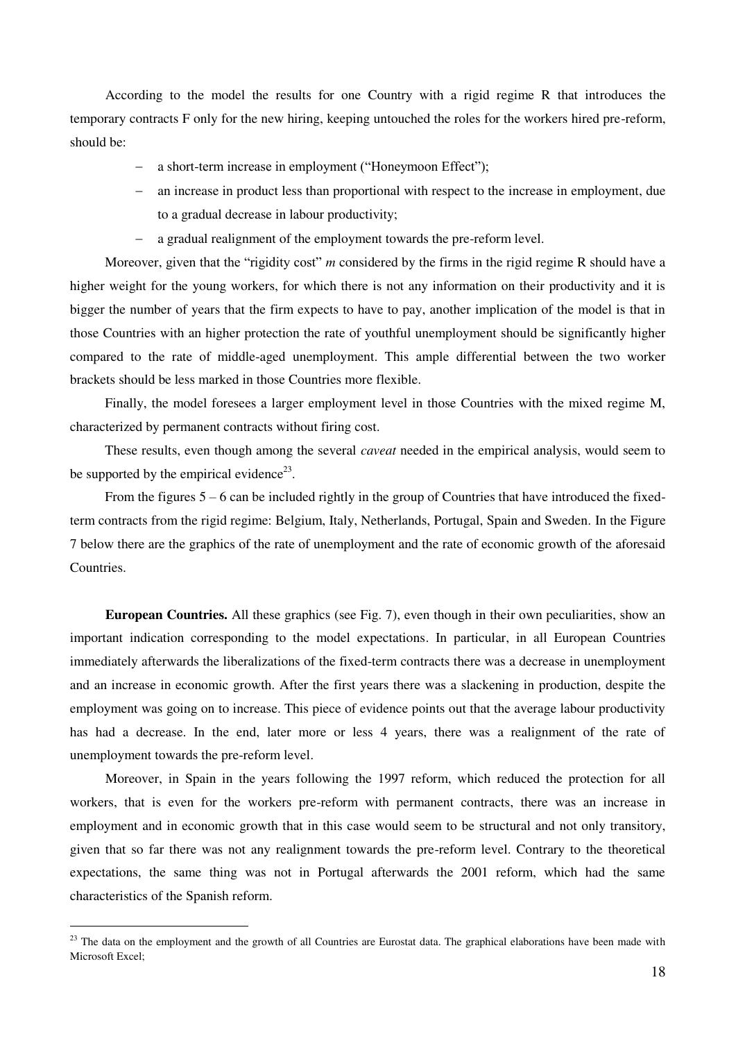According to the model the results for one Country with a rigid regime R that introduces the temporary contracts F only for the new hiring, keeping untouched the roles for the workers hired pre-reform, should be:

- a short-term increase in employment ("Honeymoon Effect");
- an increase in product less than proportional with respect to the increase in employment, due to a gradual decrease in labour productivity;
- a gradual realignment of the employment towards the pre-reform level.

Moreover, given that the "rigidity cost" *m* considered by the firms in the rigid regime R should have a higher weight for the young workers, for which there is not any information on their productivity and it is bigger the number of years that the firm expects to have to pay, another implication of the model is that in those Countries with an higher protection the rate of youthful unemployment should be significantly higher compared to the rate of middle-aged unemployment. This ample differential between the two worker brackets should be less marked in those Countries more flexible.

Finally, the model foresees a larger employment level in those Countries with the mixed regime M, characterized by permanent contracts without firing cost.

These results, even though among the several *caveat* needed in the empirical analysis, would seem to be supported by the empirical evidence[23].

From the figures 5 – 6 can be included rightly in the group of Countries that have introduced the fixed-term contracts from the rigid regime: Belgium, Italy, Netherlands, Portugal, Spain and Sweden. In the Figure 7 below there are the graphics of the rate of unemployment and the rate of economic growth of the aforesaid Countries.

**European Countries.** All these graphics (see Fig. 7), even though in their own peculiarities, show an important indication corresponding to the model expectations. In particular, in all European Countries immediately afterwards the liberalizations of the fixed-term contracts there was a decrease in unemployment and an increase in economic growth. After the first years there was a slackening in production, despite the employment was going on to increase. This piece of evidence points out that the average labour productivity has had a decrease. In the end, later more or less 4 years, there was a realignment of the rate of unemployment towards the pre-reform level.

Moreover, in Spain in the years following the 1997 reform, which reduced the protection for all workers, that is even for the workers pre-reform with permanent contracts, there was an increase in employment and in economic growth that in this case would seem to be structural and not only transitory, given that so far there was not any realignment towards the pre-reform level. Contrary to the theoretical expectations, the same thing was not in Portugal afterwards the 2001 reform, which had the same characteristics of the Spanish reform.

---

[23] The data on the employment and the growth of all Countries are Eurostat data. The graphical elaborations have been made with Microsoft Excel;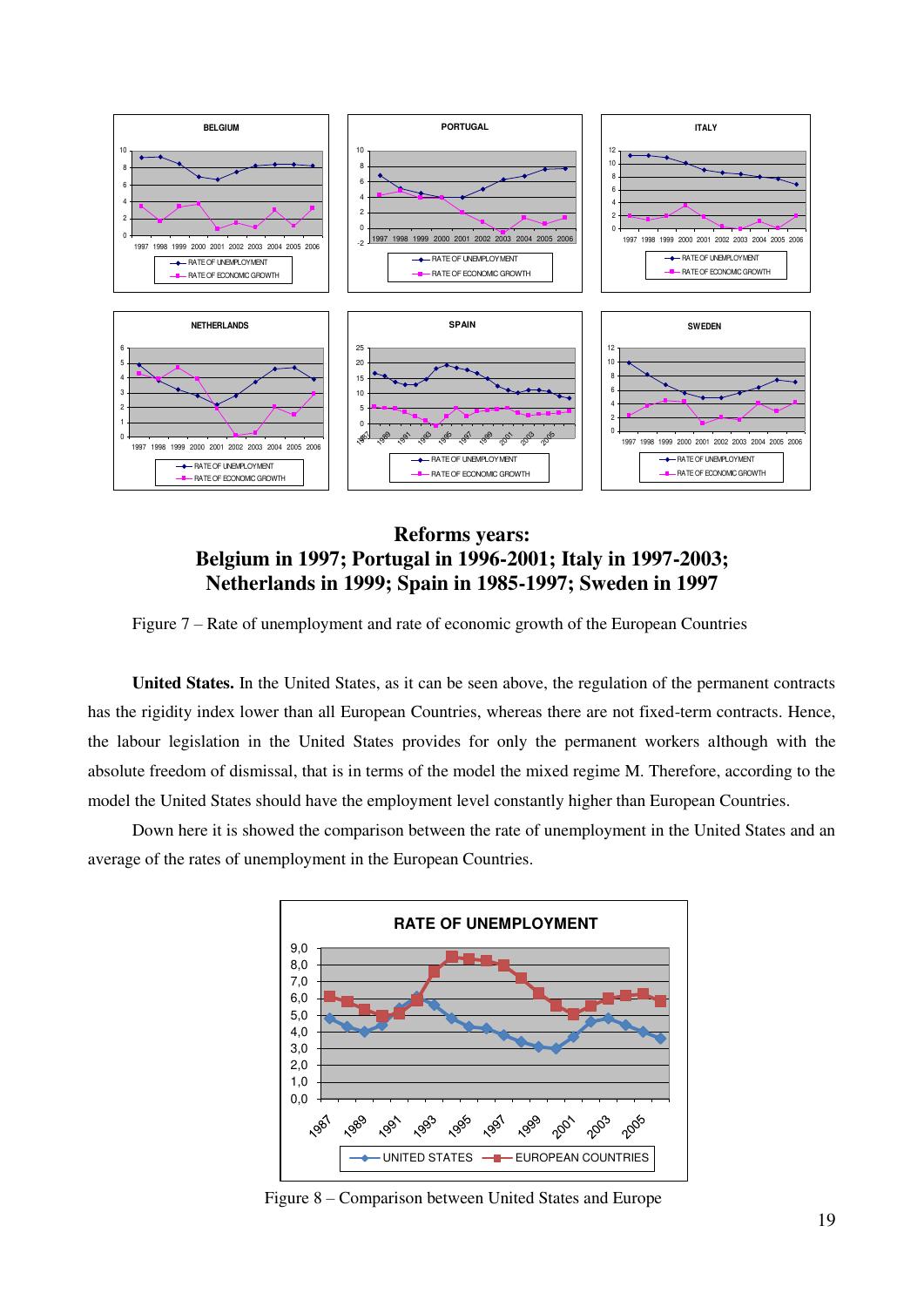**Reforms years:**
**Belgium in 1997; Portugal in 1996-2001; Italy in 1997-2003;**
**Netherlands in 1999; Spain in 1985-1997; Sweden in 1997**

Figure 7 – Rate of unemployment and rate of economic growth of the European Countries

**United States.** In the United States, as it can be seen above, the regulation of the permanent contracts has the rigidity index lower than all European Countries, whereas there are not fixed-term contracts. Hence, the labour legislation in the United States provides for only the permanent workers although with the absolute freedom of dismissal, that is in terms of the model the mixed regime M. Therefore, according to the model the United States should have the employment level constantly higher than European Countries.

Down here it is showed the comparison between the rate of unemployment in the United States and an average of the rates of unemployment in the European Countries.

Figure 8 – Comparison between United States and Europe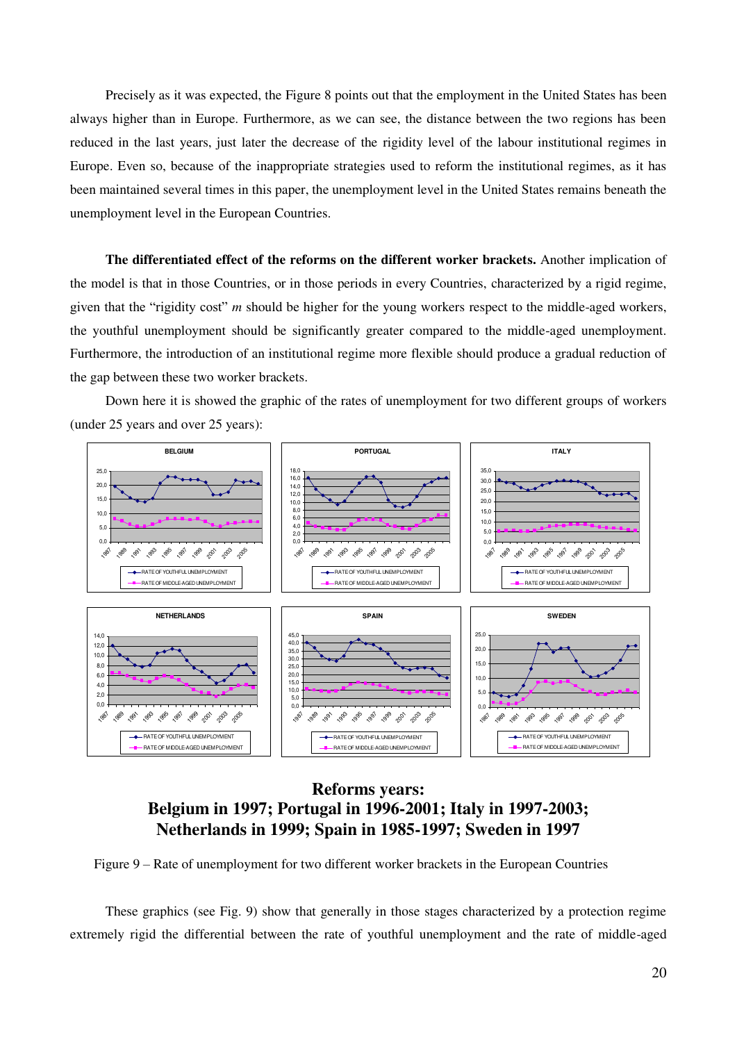Precisely as it was expected, the Figure 8 points out that the employment in the United States has been always higher than in Europe. Furthermore, as we can see, the distance between the two regions has been reduced in the last years, just later the decrease of the rigidity level of the labour institutional regimes in Europe. Even so, because of the inappropriate strategies used to reform the institutional regimes, as it has been maintained several times in this paper, the unemployment level in the United States remains beneath the unemployment level in the European Countries.

**The differentiated effect of the reforms on the different worker brackets.** Another implication of the model is that in those Countries, or in those periods in every Countries, characterized by a rigid regime, given that the "rigidity cost" $m$ should be higher for the young workers respect to the middle-aged workers, the youthful unemployment should be significantly greater compared to the middle-aged unemployment. Furthermore, the introduction of an institutional regime more flexible should produce a gradual reduction of the gap between these two worker brackets.

Down here it is showed the graphic of the rates of unemployment for two different groups of workers (under 25 years and over 25 years):

**Reforms years:**
**Belgium in 1997; Portugal in 1996-2001; Italy in 1997-2003;**
**Netherlands in 1999; Spain in 1985-1997; Sweden in 1997**

Figure 9 – Rate of unemployment for two different worker brackets in the European Countries

These graphics (see Fig. 9) show that generally in those stages characterized by a protection regime extremely rigid the differential between the rate of youthful unemployment and the rate of middle-aged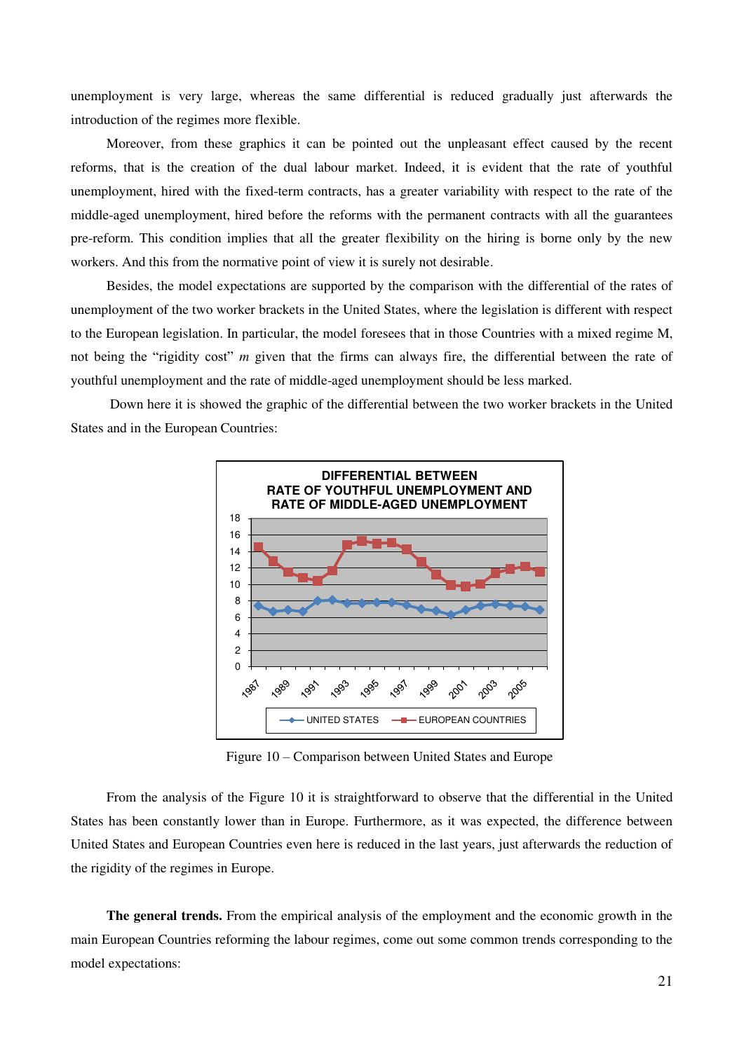unemployment is very large, whereas the same differential is reduced gradually just afterwards the introduction of the regimes more flexible.

Moreover, from these graphics it can be pointed out the unpleasant effect caused by the recent reforms, that is the creation of the dual labour market. Indeed, it is evident that the rate of youthful unemployment, hired with the fixed-term contracts, has a greater variability with respect to the rate of the middle-aged unemployment, hired before the reforms with the permanent contracts with all the guarantees pre-reform. This condition implies that all the greater flexibility on the hiring is borne only by the new workers. And this from the normative point of view it is surely not desirable.

Besides, the model expectations are supported by the comparison with the differential of the rates of unemployment of the two worker brackets in the United States, where the legislation is different with respect to the European legislation. In particular, the model foresees that in those Countries with a mixed regime M, not being the "rigidity cost" $m$ given that the firms can always fire, the differential between the rate of youthful unemployment and the rate of middle-aged unemployment should be less marked.

Down here it is showed the graphic of the differential between the two worker brackets in the United States and in the European Countries:

Figure 10 – Comparison between United States and Europe

From the analysis of the Figure 10 it is straightforward to observe that the differential in the United States has been constantly lower than in Europe. Furthermore, as it was expected, the difference between United States and European Countries even here is reduced in the last years, just afterwards the reduction of the rigidity of the regimes in Europe.

**The general trends.** From the empirical analysis of the employment and the economic growth in the main European Countries reforming the labour regimes, come out some common trends corresponding to the model expectations: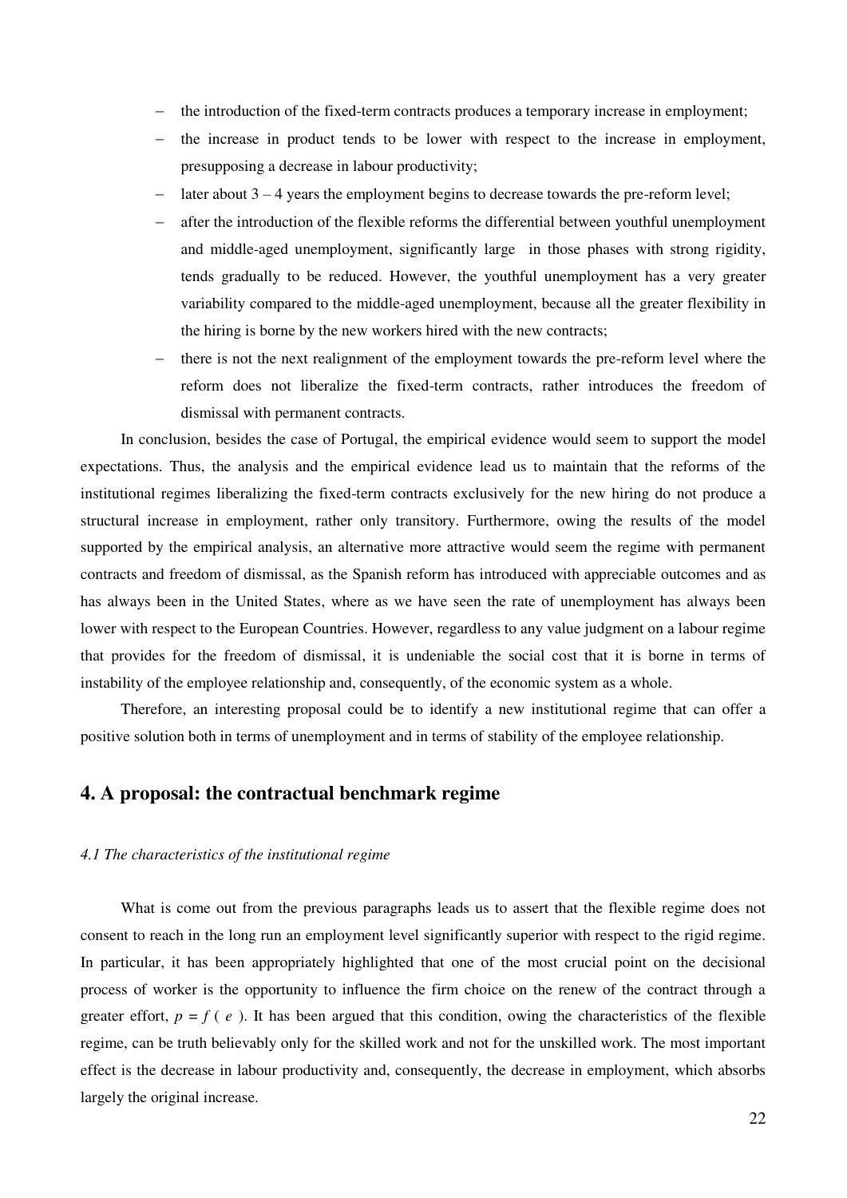- the introduction of the fixed-term contracts produces a temporary increase in employment;
- the increase in product tends to be lower with respect to the increase in employment, presupposing a decrease in labour productivity;
- later about 3 – 4 years the employment begins to decrease towards the pre-reform level;
- after the introduction of the flexible reforms the differential between youthful unemployment and middle-aged unemployment, significantly large in those phases with strong rigidity, tends gradually to be reduced. However, the youthful unemployment has a very greater variability compared to the middle-aged unemployment, because all the greater flexibility in the hiring is borne by the new workers hired with the new contracts;
- there is not the next realignment of the employment towards the pre-reform level where the reform does not liberalize the fixed-term contracts, rather introduces the freedom of dismissal with permanent contracts.

In conclusion, besides the case of Portugal, the empirical evidence would seem to support the model expectations. Thus, the analysis and the empirical evidence lead us to maintain that the reforms of the institutional regimes liberalizing the fixed-term contracts exclusively for the new hiring do not produce a structural increase in employment, rather only transitory. Furthermore, owing the results of the model supported by the empirical analysis, an alternative more attractive would seem the regime with permanent contracts and freedom of dismissal, as the Spanish reform has introduced with appreciable outcomes and as has always been in the United States, where as we have seen the rate of unemployment has always been lower with respect to the European Countries. However, regardless to any value judgment on a labour regime that provides for the freedom of dismissal, it is undeniable the social cost that it is borne in terms of instability of the employee relationship and, consequently, of the economic system as a whole.

Therefore, an interesting proposal could be to identify a new institutional regime that can offer a positive solution both in terms of unemployment and in terms of stability of the employee relationship.

## 4. A proposal: the contractual benchmark regime

### *4.1 The characteristics of the institutional regime*

What is come out from the previous paragraphs leads us to assert that the flexible regime does not consent to reach in the long run an employment level significantly superior with respect to the rigid regime. In particular, it has been appropriately highlighted that one of the most crucial point on the decisional process of worker is the opportunity to influence the firm choice on the renew of the contract through a greater effort, $p = f(e)$. It has been argued that this condition, owing the characteristics of the flexible regime, can be truth believably only for the skilled work and not for the unskilled work. The most important effect is the decrease in labour productivity and, consequently, the decrease in employment, which absorbs largely the original increase.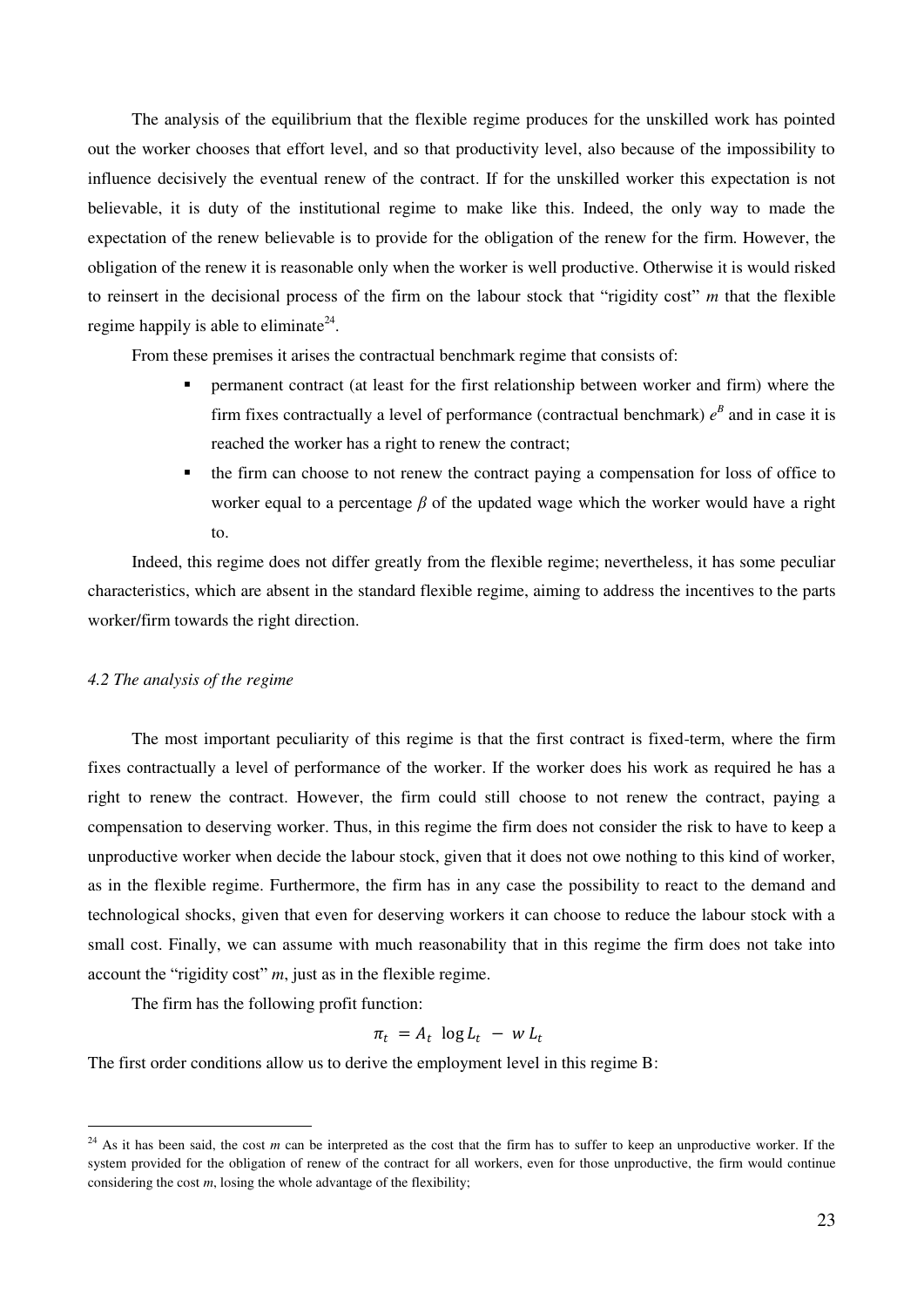The analysis of the equilibrium that the flexible regime produces for the unskilled work has pointed out the worker chooses that effort level, and so that productivity level, also because of the impossibility to influence decisively the eventual renew of the contract. If for the unskilled worker this expectation is not believable, it is duty of the institutional regime to make like this. Indeed, the only way to made the expectation of the renew believable is to provide for the obligation of the renew for the firm. However, the obligation of the renew it is reasonable only when the worker is well productive. Otherwise it is would risked to reinsert in the decisional process of the firm on the labour stock that "rigidity cost" $m$ that the flexible regime happily is able to eliminate[24].

From these premises it arises the contractual benchmark regime that consists of:

- permanent contract (at least for the first relationship between worker and firm) where the firm fixes contractually a level of performance (contractual benchmark) $e^B$ and in case it is reached the worker has a right to renew the contract;
- the firm can choose to not renew the contract paying a compensation for loss of office to worker equal to a percentage $\beta$ of the updated wage which the worker would have a right to.

Indeed, this regime does not differ greatly from the flexible regime; nevertheless, it has some peculiar characteristics, which are absent in the standard flexible regime, aiming to address the incentives to the parts worker/firm towards the right direction.

### *4.2 The analysis of the regime*

The most important peculiarity of this regime is that the first contract is fixed-term, where the firm fixes contractually a level of performance of the worker. If the worker does his work as required he has a right to renew the contract. However, the firm could still choose to not renew the contract, paying a compensation to deserving worker. Thus, in this regime the firm does not consider the risk to have to keep a unproductive worker when decide the labour stock, given that it does not owe nothing to this kind of worker, as in the flexible regime. Furthermore, the firm has in any case the possibility to react to the demand and technological shocks, given that even for deserving workers it can choose to reduce the labour stock with a small cost. Finally, we can assume with much reasonability that in this regime the firm does not take into account the "rigidity cost" $m$, just as in the flexible regime.

The firm has the following profit function:

$$\pi_t = A_t \log L_t - w L_t$$

The first order conditions allow us to derive the employment level in this regime B:

---

[24] As it has been said, the cost $m$ can be interpreted as the cost that the firm has to suffer to keep an unproductive worker. If the system provided for the obligation of renew of the contract for all workers, even for those unproductive, the firm would continue considering the cost $m$, losing the whole advantage of the flexibility;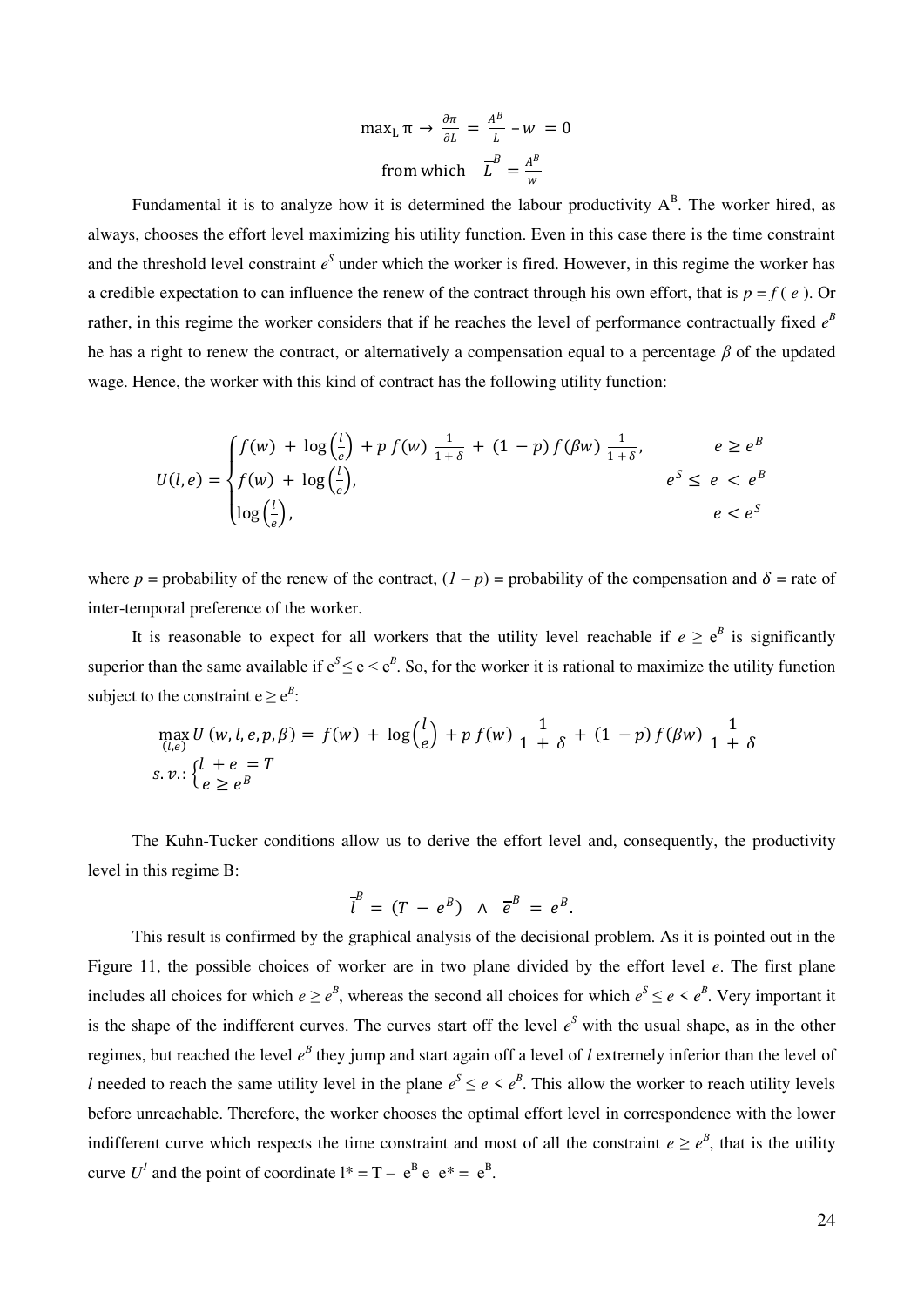$$\max_L \pi \rightarrow \frac{\partial \pi}{\partial L} = \frac{A^B}{L} - w = 0$$

$$\text{from which} \quad \overline{L}^B = \frac{A^B}{w}$$

Fundamental it is to analyze how it is determined the labour productivity $A^B$. The worker hired, as always, chooses the effort level maximizing his utility function. Even in this case there is the time constraint and the threshold level constraint $e^S$ under which the worker is fired. However, in this regime the worker has a credible expectation to can influence the renew of the contract through his own effort, that is $p = f(e)$. Or rather, in this regime the worker considers that if he reaches the level of performance contractually fixed $e^B$ he has a right to renew the contract, or alternatively a compensation equal to a percentage $\beta$ of the updated wage. Hence, the worker with this kind of contract has the following utility function:

$$U(l,e) = \begin{cases} f(w) + \log\left(\frac{l}{e}\right) + p\, f(w)\, \frac{1}{1+\delta} + (1-p)\, f(\beta w)\, \frac{1}{1+\delta}, & e \geq e^B \\ f(w) + \log\left(\frac{l}{e}\right), & e^S \leq e < e^B \\ \log\left(\frac{l}{e}\right), & e < e^S \end{cases}$$

where $p$ = probability of the renew of the contract, $(1-p)$ = probability of the compensation and $\delta$ = rate of inter-temporal preference of the worker.

It is reasonable to expect for all workers that the utility level reachable if $e \geq e^B$ is significantly superior than the same available if $e^S \leq e < e^B$. So, for the worker it is rational to maximize the utility function subject to the constraint $e \geq e^B$:

$$\max_{(l,e)} U(w,l,e,p,\beta) = f(w) + \log\left(\frac{l}{e}\right) + p\, f(w)\, \frac{1}{1+\delta} + (1-p)\, f(\beta w)\, \frac{1}{1+\delta}$$

$$s.v.: \begin{cases} l + e = T \\ e \geq e^B \end{cases}$$

The Kuhn-Tucker conditions allow us to derive the effort level and, consequently, the productivity level in this regime B:

$$\overline{l}^B = (T - e^B) \;\wedge\; \overline{e}^B = e^B.$$

This result is confirmed by the graphical analysis of the decisional problem. As it is pointed out in the Figure 11, the possible choices of worker are in two plane divided by the effort level $e$. The first plane includes all choices for which $e \geq e^B$, whereas the second all choices for which $e^S \leq e < e^B$. Very important it is the shape of the indifferent curves. The curves start off the level $e^S$ with the usual shape, as in the other regimes, but reached the level $e^B$ they jump and start again off a level of $l$ extremely inferior than the level of $l$ needed to reach the same utility level in the plane $e^S \leq e < e^B$. This allow the worker to reach utility levels before unreachable. Therefore, the worker chooses the optimal effort level in correspondence with the lower indifferent curve which respects the time constraint and most of all the constraint $e \geq e^B$, that is the utility curve $U^1$ and the point of coordinate $l^* = T - e^B$ e $e^* = e^B$.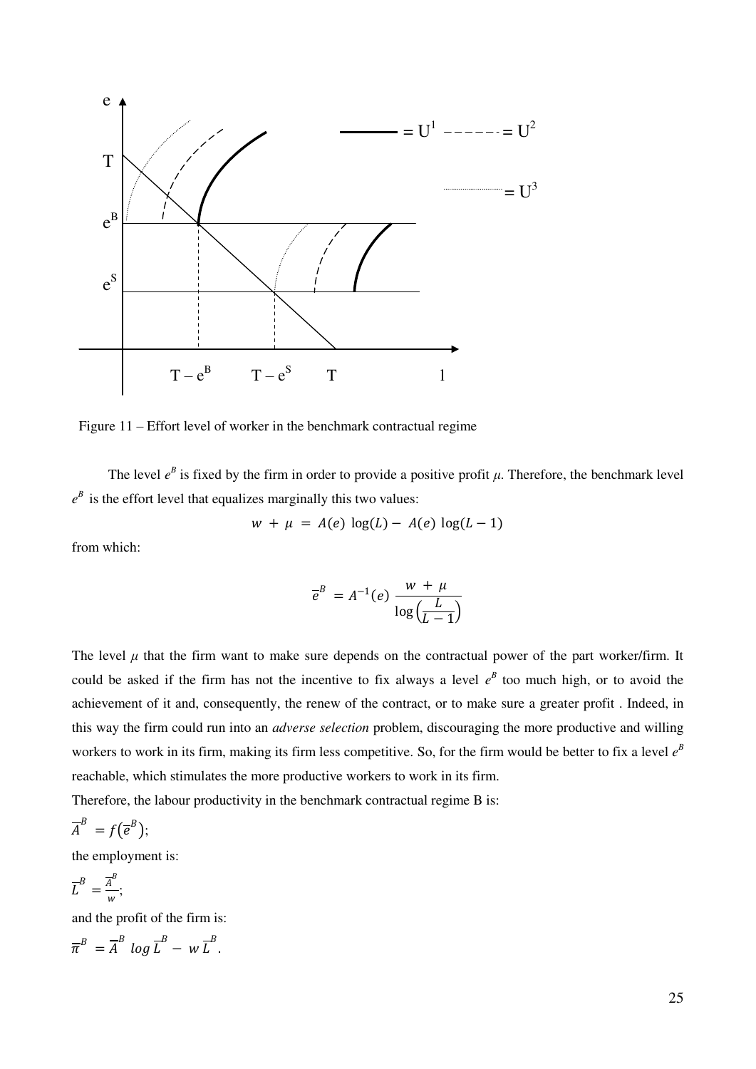Figure 11 – Effort level of worker in the benchmark contractual regime

The level $e^B$ is fixed by the firm in order to provide a positive profit $\mu$. Therefore, the benchmark level $e^B$ is the effort level that equalizes marginally this two values:

$$w + \mu = A(e) \log(L) - A(e) \log(L-1)$$

from which:

$$\overline{e}^B = A^{-1}(e) \frac{w + \mu}{\log\left(\frac{L}{L-1}\right)}$$

The level $\mu$ that the firm want to make sure depends on the contractual power of the part worker/firm. It could be asked if the firm has not the incentive to fix always a level $e^B$ too much high, or to avoid the achievement of it and, consequently, the renew of the contract, or to make sure a greater profit . Indeed, in this way the firm could run into an *adverse selection* problem, discouraging the more productive and willing workers to work in its firm, making its firm less competitive. So, for the firm would be better to fix a level $e^B$ reachable, which stimulates the more productive workers to work in its firm.

Therefore, the labour productivity in the benchmark contractual regime B is:

$\overline{A}^B = f(\overline{e}^B)$;

the employment is:

$\overline{L}^B = \frac{\overline{A}^B}{w}$;

and the profit of the firm is:

$\overline{\pi}^B = \overline{A}^B \log \overline{L}^B - w\,\overline{L}^B$.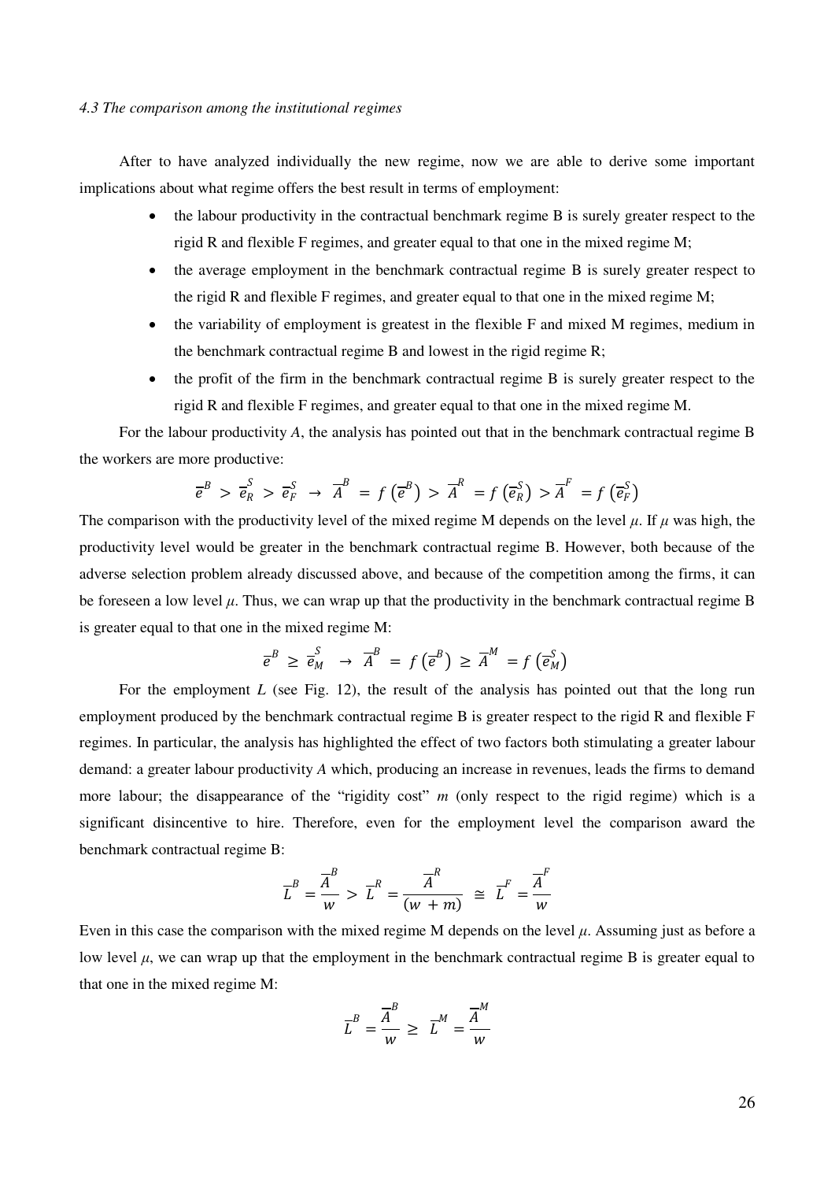*4.3 The comparison among the institutional regimes*

After to have analyzed individually the new regime, now we are able to derive some important implications about what regime offers the best result in terms of employment:

- the labour productivity in the contractual benchmark regime B is surely greater respect to the rigid R and flexible F regimes, and greater equal to that one in the mixed regime M;
- the average employment in the benchmark contractual regime B is surely greater respect to the rigid R and flexible F regimes, and greater equal to that one in the mixed regime M;
- the variability of employment is greatest in the flexible F and mixed M regimes, medium in the benchmark contractual regime B and lowest in the rigid regime R;
- the profit of the firm in the benchmark contractual regime B is surely greater respect to the rigid R and flexible F regimes, and greater equal to that one in the mixed regime M.

For the labour productivity *A*, the analysis has pointed out that in the benchmark contractual regime B the workers are more productive:

$$\overline{e}^B > \overline{e}_R^S > \overline{e}_F^S \rightarrow \overline{A}^B = f\left(\overline{e}^B\right) > \overline{A}^R = f\left(\overline{e}_R^S\right) > \overline{A}^F = f\left(\overline{e}_F^S\right)$$

The comparison with the productivity level of the mixed regime M depends on the level $\mu$. If $\mu$ was high, the productivity level would be greater in the benchmark contractual regime B. However, both because of the adverse selection problem already discussed above, and because of the competition among the firms, it can be foreseen a low level $\mu$. Thus, we can wrap up that the productivity in the benchmark contractual regime B is greater equal to that one in the mixed regime M:

$$\overline{e}^B \geq \overline{e}_M^S \rightarrow \overline{A}^B = f\left(\overline{e}^B\right) \geq \overline{A}^M = f\left(\overline{e}_M^S\right)$$

For the employment *L* (see Fig. 12), the result of the analysis has pointed out that the long run employment produced by the benchmark contractual regime B is greater respect to the rigid R and flexible F regimes. In particular, the analysis has highlighted the effect of two factors both stimulating a greater labour demand: a greater labour productivity *A* which, producing an increase in revenues, leads the firms to demand more labour; the disappearance of the "rigidity cost" *m* (only respect to the rigid regime) which is a significant disincentive to hire. Therefore, even for the employment level the comparison award the benchmark contractual regime B:

$$\overline{L}^B = \frac{\overline{A}^B}{w} > \overline{L}^R = \frac{\overline{A}^R}{(w+m)} \cong \overline{L}^F = \frac{\overline{A}^F}{w}$$

Even in this case the comparison with the mixed regime M depends on the level $\mu$. Assuming just as before a low level $\mu$, we can wrap up that the employment in the benchmark contractual regime B is greater equal to that one in the mixed regime M:

$$\overline{L}^B = \frac{\overline{A}^B}{w} \geq \overline{L}^M = \frac{\overline{A}^M}{w}$$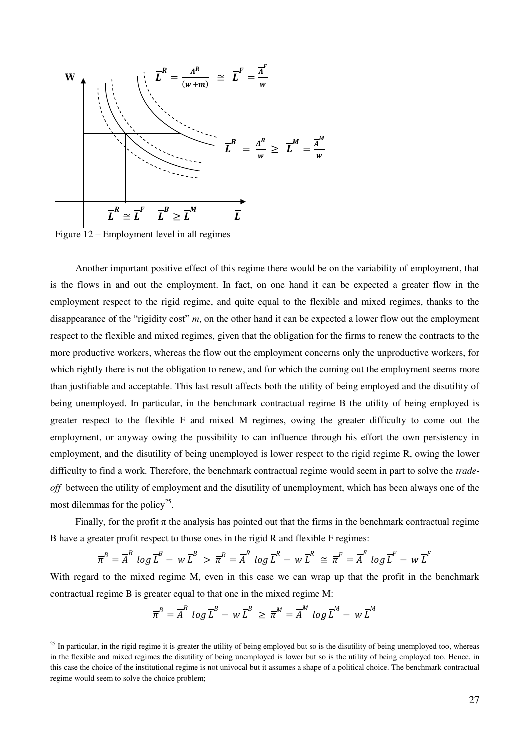$$\overline{L}^R = \frac{A^R}{(w+m)} \cong \overline{L}^F = \frac{\overline{A}^F}{w}$$

$$\overline{L}^B = \frac{A^B}{w} \geq \overline{L}^M = \frac{\overline{A}^M}{w}$$

Figure 12 – Employment level in all regimes

Another important positive effect of this regime there would be on the variability of employment, that is the flows in and out the employment. In fact, on one hand it can be expected a greater flow in the employment respect to the rigid regime, and quite equal to the flexible and mixed regimes, thanks to the disappearance of the "rigidity cost" *m*, on the other hand it can be expected a lower flow out the employment respect to the flexible and mixed regimes, given that the obligation for the firms to renew the contracts to the more productive workers, whereas the flow out the employment concerns only the unproductive workers, for which rightly there is not the obligation to renew, and for which the coming out the employment seems more than justifiable and acceptable. This last result affects both the utility of being employed and the disutility of being unemployed. In particular, in the benchmark contractual regime B the utility of being employed is greater respect to the flexible F and mixed M regimes, owing the greater difficulty to come out the employment, or anyway owing the possibility to can influence through his effort the own persistency in employment, and the disutility of being unemployed is lower respect to the rigid regime R, owing the lower difficulty to find a work. Therefore, the benchmark contractual regime would seem in part to solve the *trade-off* between the utility of employment and the disutility of unemployment, which has been always one of the most dilemmas for the policy[25].

Finally, for the profit π the analysis has pointed out that the firms in the benchmark contractual regime B have a greater profit respect to those ones in the rigid R and flexible F regimes:

$$\overline{\pi}^B = \overline{A}^B \log \overline{L}^B - w\,\overline{L}^B > \overline{\pi}^R = \overline{A}^R \log \overline{L}^R - w\,\overline{L}^R \cong \overline{\pi}^F = \overline{A}^F \log \overline{L}^F - w\,\overline{L}^F$$

With regard to the mixed regime M, even in this case we can wrap up that the profit in the benchmark contractual regime B is greater equal to that one in the mixed regime M:

$$\overline{\pi}^B = \overline{A}^B \log \overline{L}^B - w\,\overline{L}^B \geq \overline{\pi}^M = \overline{A}^M \log \overline{L}^M - w\,\overline{L}^M$$

---

[25] In particular, in the rigid regime it is greater the utility of being employed but so is the disutility of being unemployed too, whereas in the flexible and mixed regimes the disutility of being unemployed is lower but so is the utility of being employed too. Hence, in this case the choice of the institutional regime is not univocal but it assumes a shape of a political choice. The benchmark contractual regime would seem to solve the choice problem;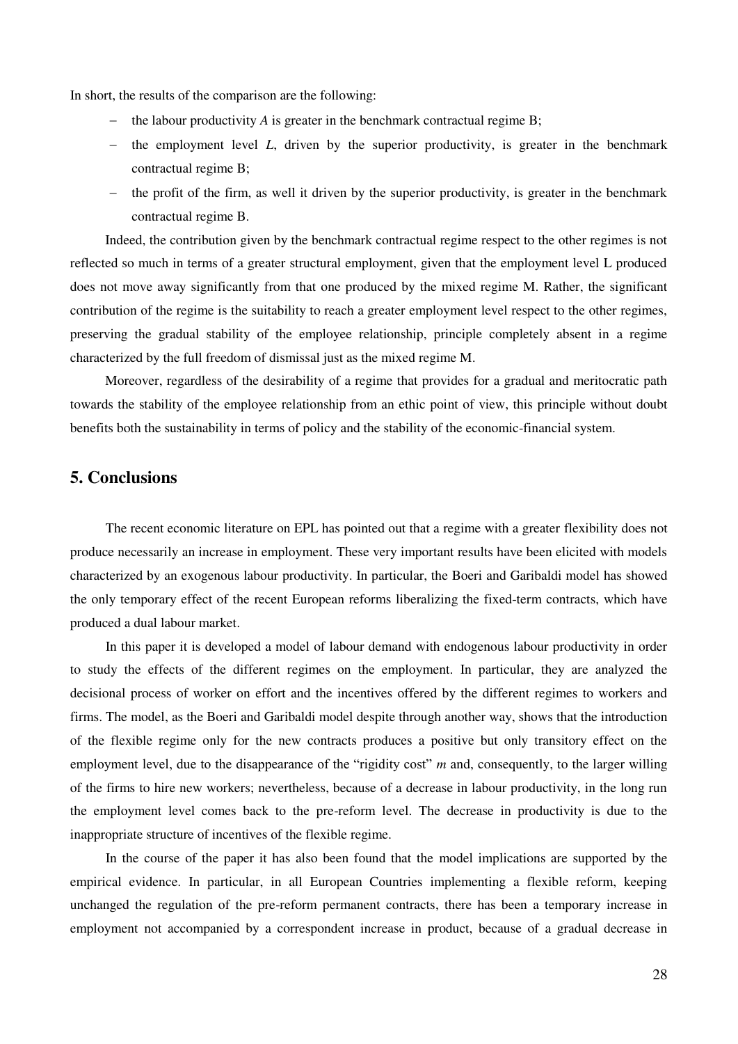In short, the results of the comparison are the following:

- the labour productivity $A$ is greater in the benchmark contractual regime B;
- the employment level $L$, driven by the superior productivity, is greater in the benchmark contractual regime B;
- the profit of the firm, as well it driven by the superior productivity, is greater in the benchmark contractual regime B.

Indeed, the contribution given by the benchmark contractual regime respect to the other regimes is not reflected so much in terms of a greater structural employment, given that the employment level L produced does not move away significantly from that one produced by the mixed regime M. Rather, the significant contribution of the regime is the suitability to reach a greater employment level respect to the other regimes, preserving the gradual stability of the employee relationship, principle completely absent in a regime characterized by the full freedom of dismissal just as the mixed regime M.

Moreover, regardless of the desirability of a regime that provides for a gradual and meritocratic path towards the stability of the employee relationship from an ethic point of view, this principle without doubt benefits both the sustainability in terms of policy and the stability of the economic-financial system.

## 5. Conclusions

The recent economic literature on EPL has pointed out that a regime with a greater flexibility does not produce necessarily an increase in employment. These very important results have been elicited with models characterized by an exogenous labour productivity. In particular, the Boeri and Garibaldi model has showed the only temporary effect of the recent European reforms liberalizing the fixed-term contracts, which have produced a dual labour market.

In this paper it is developed a model of labour demand with endogenous labour productivity in order to study the effects of the different regimes on the employment. In particular, they are analyzed the decisional process of worker on effort and the incentives offered by the different regimes to workers and firms. The model, as the Boeri and Garibaldi model despite through another way, shows that the introduction of the flexible regime only for the new contracts produces a positive but only transitory effect on the employment level, due to the disappearance of the "rigidity cost" $m$ and, consequently, to the larger willing of the firms to hire new workers; nevertheless, because of a decrease in labour productivity, in the long run the employment level comes back to the pre-reform level. The decrease in productivity is due to the inappropriate structure of incentives of the flexible regime.

In the course of the paper it has also been found that the model implications are supported by the empirical evidence. In particular, in all European Countries implementing a flexible reform, keeping unchanged the regulation of the pre-reform permanent contracts, there has been a temporary increase in employment not accompanied by a correspondent increase in product, because of a gradual decrease in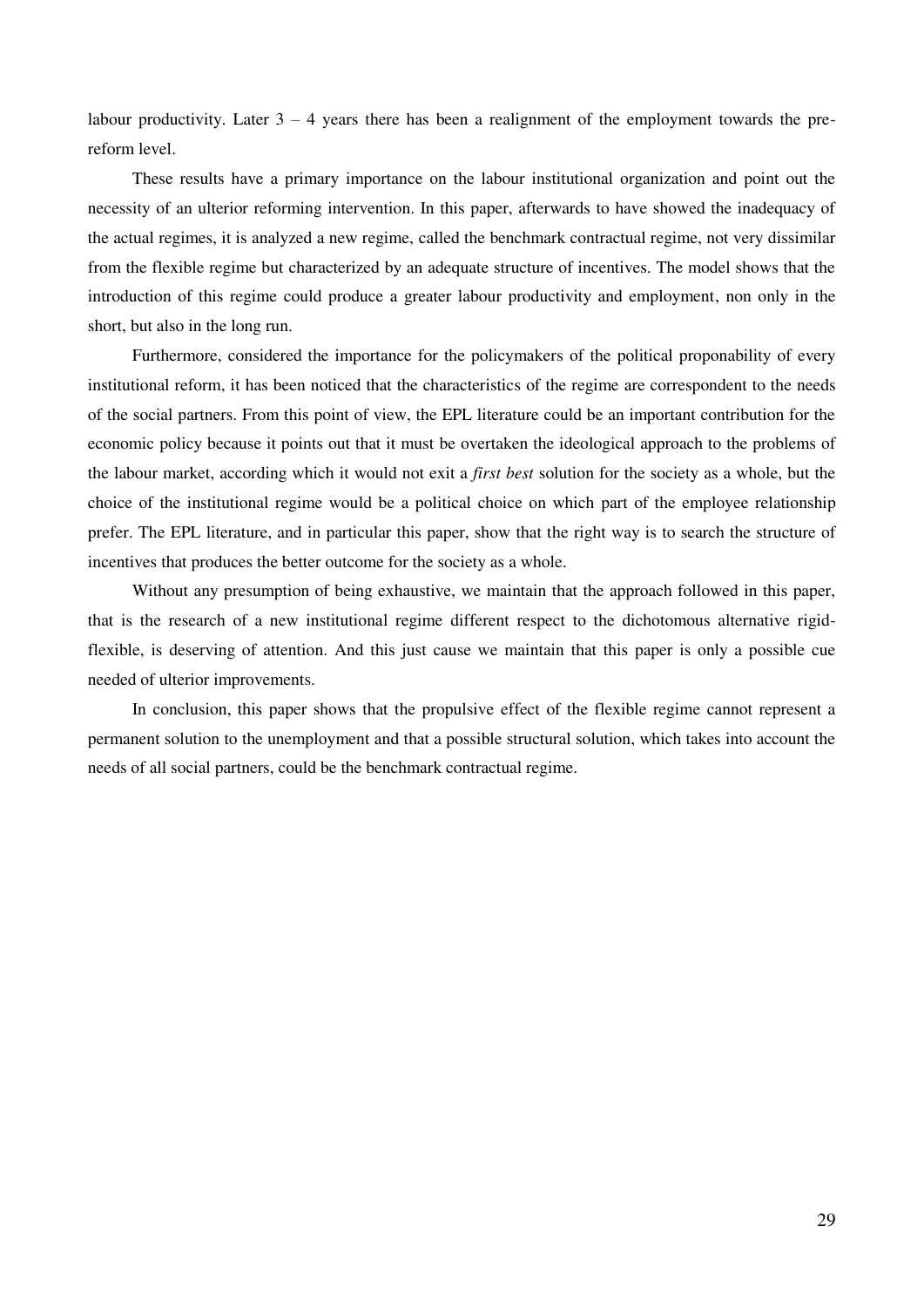labour productivity. Later 3 – 4 years there has been a realignment of the employment towards the pre-reform level.

These results have a primary importance on the labour institutional organization and point out the necessity of an ulterior reforming intervention. In this paper, afterwards to have showed the inadequacy of the actual regimes, it is analyzed a new regime, called the benchmark contractual regime, not very dissimilar from the flexible regime but characterized by an adequate structure of incentives. The model shows that the introduction of this regime could produce a greater labour productivity and employment, non only in the short, but also in the long run.

Furthermore, considered the importance for the policymakers of the political proponability of every institutional reform, it has been noticed that the characteristics of the regime are correspondent to the needs of the social partners. From this point of view, the EPL literature could be an important contribution for the economic policy because it points out that it must be overtaken the ideological approach to the problems of the labour market, according which it would not exit a *first best* solution for the society as a whole, but the choice of the institutional regime would be a political choice on which part of the employee relationship prefer. The EPL literature, and in particular this paper, show that the right way is to search the structure of incentives that produces the better outcome for the society as a whole.

Without any presumption of being exhaustive, we maintain that the approach followed in this paper, that is the research of a new institutional regime different respect to the dichotomous alternative rigid-flexible, is deserving of attention. And this just cause we maintain that this paper is only a possible cue needed of ulterior improvements.

In conclusion, this paper shows that the propulsive effect of the flexible regime cannot represent a permanent solution to the unemployment and that a possible structural solution, which takes into account the needs of all social partners, could be the benchmark contractual regime.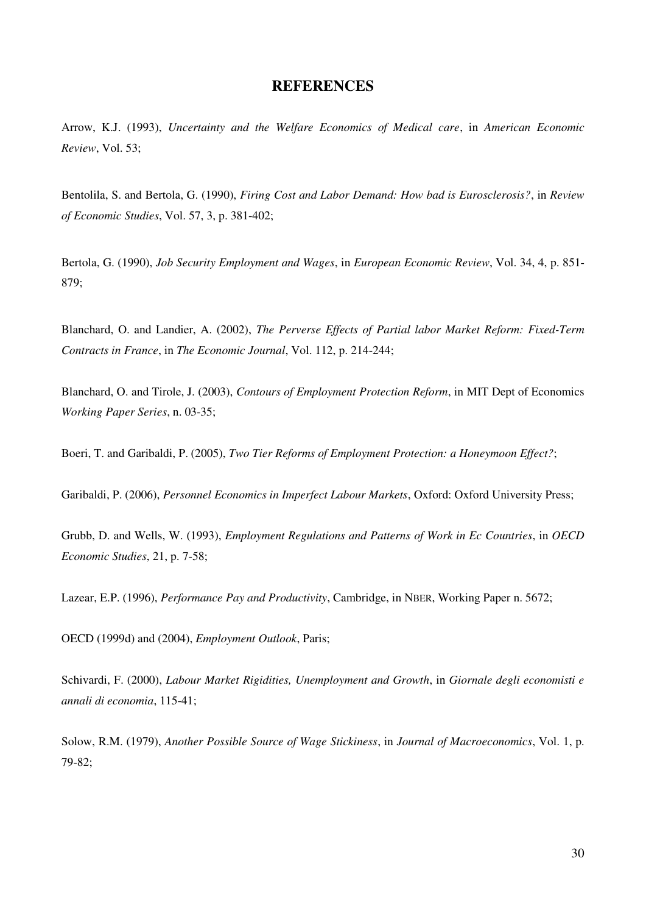## REFERENCES

Arrow, K.J. (1993), *Uncertainty and the Welfare Economics of Medical care*, in *American Economic Review*, Vol. 53;

Bentolila, S. and Bertola, G. (1990), *Firing Cost and Labor Demand: How bad is Eurosclerosis?*, in *Review of Economic Studies*, Vol. 57, 3, p. 381-402;

Bertola, G. (1990), *Job Security Employment and Wages*, in *European Economic Review*, Vol. 34, 4, p. 851-879;

Blanchard, O. and Landier, A. (2002), *The Perverse Effects of Partial labor Market Reform: Fixed-Term Contracts in France*, in *The Economic Journal*, Vol. 112, p. 214-244;

Blanchard, O. and Tirole, J. (2003), *Contours of Employment Protection Reform*, in MIT Dept of Economics *Working Paper Series*, n. 03-35;

Boeri, T. and Garibaldi, P. (2005), *Two Tier Reforms of Employment Protection: a Honeymoon Effect?*;

Garibaldi, P. (2006), *Personnel Economics in Imperfect Labour Markets*, Oxford: Oxford University Press;

Grubb, D. and Wells, W. (1993), *Employment Regulations and Patterns of Work in Ec Countries*, in *OECD Economic Studies*, 21, p. 7-58;

Lazear, E.P. (1996), *Performance Pay and Productivity*, Cambridge, in NBER, Working Paper n. 5672;

OECD (1999d) and (2004), *Employment Outlook*, Paris;

Schivardi, F. (2000), *Labour Market Rigidities, Unemployment and Growth*, in *Giornale degli economisti e annali di economia*, 115-41;

Solow, R.M. (1979), *Another Possible Source of Wage Stickiness*, in *Journal of Macroeconomics*, Vol. 1, p. 79-82;